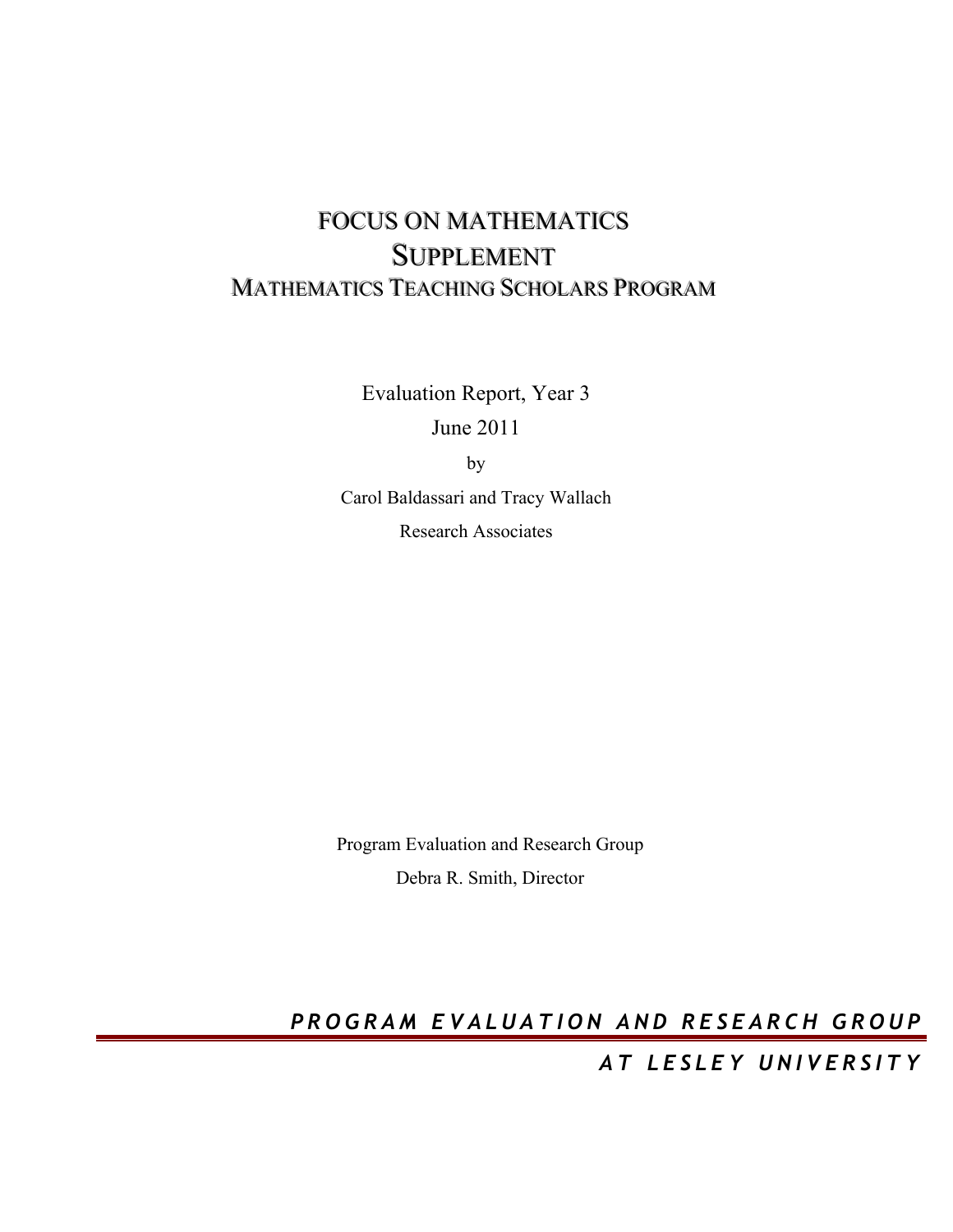# FOCUS ON MATHEMATICS

# SUPPLEMENT

## MATHEMATICS TEACHING SCHOLARS PROGRAM

Evaluation Report, Year 3

June 2011

by

Carol Baldassari and Tracy Wallach

Research Associates

Program Evaluation and Research Group

Debra R. Smith, Director

***PROGRAM EVALUATION AND RESEARCH GROUP***

***AT LESLEY UNIVERSITY***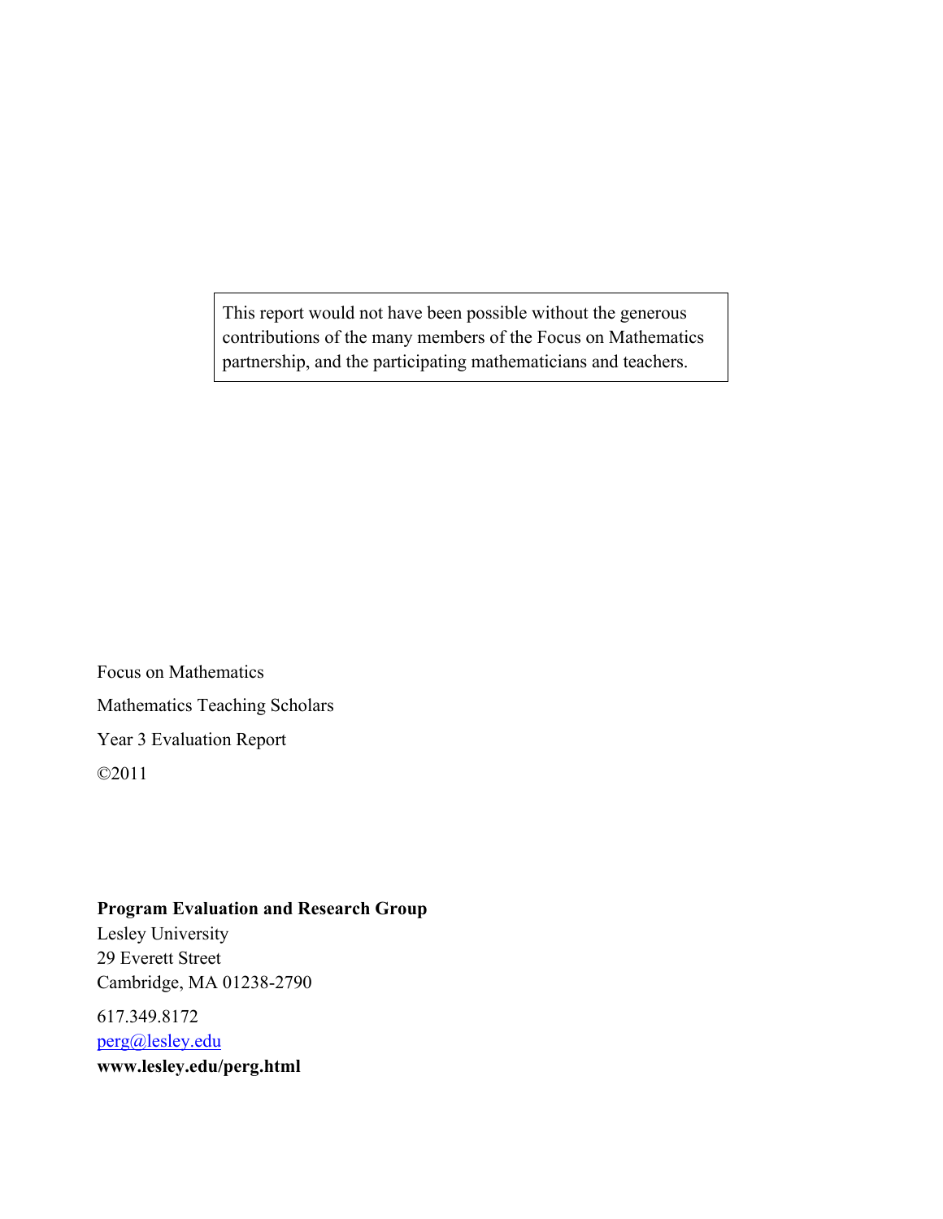This report would not have been possible without the generous contributions of the many members of the Focus on Mathematics partnership, and the participating mathematicians and teachers.

Focus on Mathematics

Mathematics Teaching Scholars

Year 3 Evaluation Report

©2011

**Program Evaluation and Research Group**
Lesley University
29 Everett Street
Cambridge, MA 01238-2790

617.349.8172
perg@lesley.edu
**www.lesley.edu/perg.html**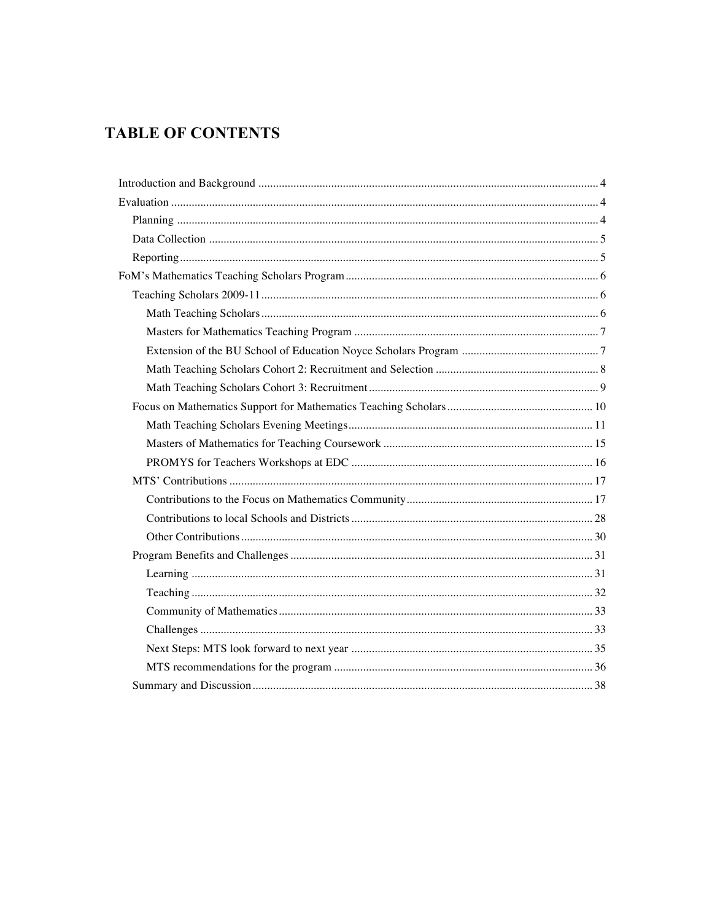# TABLE OF CONTENTS

- Introduction and Background ..... 4
- Evaluation ..... 4
  - Planning ..... 4
  - Data Collection ..... 5
  - Reporting ..... 5
- FoM's Mathematics Teaching Scholars Program ..... 6
  - Teaching Scholars 2009-11 ..... 6
    - Math Teaching Scholars ..... 6
    - Masters for Mathematics Teaching Program ..... 7
    - Extension of the BU School of Education Noyce Scholars Program ..... 7
    - Math Teaching Scholars Cohort 2: Recruitment and Selection ..... 8
    - Math Teaching Scholars Cohort 3: Recruitment ..... 9
  - Focus on Mathematics Support for Mathematics Teaching Scholars ..... 10
    - Math Teaching Scholars Evening Meetings ..... 11
    - Masters of Mathematics for Teaching Coursework ..... 15
    - PROMYS for Teachers Workshops at EDC ..... 16
  - MTS' Contributions ..... 17
    - Contributions to the Focus on Mathematics Community ..... 17
    - Contributions to local Schools and Districts ..... 28
    - Other Contributions ..... 30
  - Program Benefits and Challenges ..... 31
    - Learning ..... 31
    - Teaching ..... 32
    - Community of Mathematics ..... 33
    - Challenges ..... 33
    - Next Steps: MTS look forward to next year ..... 35
    - MTS recommendations for the program ..... 36
  - Summary and Discussion ..... 38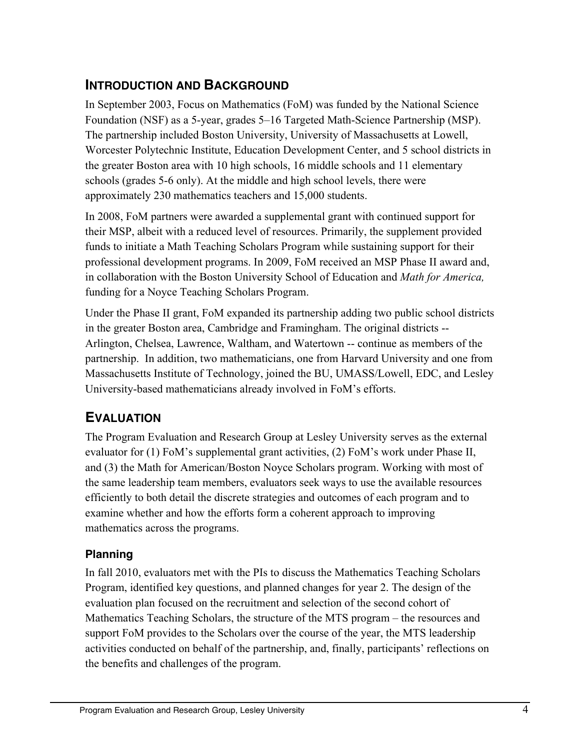## INTRODUCTION AND BACKGROUND

In September 2003, Focus on Mathematics (FoM) was funded by the National Science Foundation (NSF) as a 5-year, grades 5–16 Targeted Math-Science Partnership (MSP). The partnership included Boston University, University of Massachusetts at Lowell, Worcester Polytechnic Institute, Education Development Center, and 5 school districts in the greater Boston area with 10 high schools, 16 middle schools and 11 elementary schools (grades 5-6 only). At the middle and high school levels, there were approximately 230 mathematics teachers and 15,000 students.

In 2008, FoM partners were awarded a supplemental grant with continued support for their MSP, albeit with a reduced level of resources. Primarily, the supplement provided funds to initiate a Math Teaching Scholars Program while sustaining support for their professional development programs. In 2009, FoM received an MSP Phase II award and, in collaboration with the Boston University School of Education and *Math for America,* funding for a Noyce Teaching Scholars Program.

Under the Phase II grant, FoM expanded its partnership adding two public school districts in the greater Boston area, Cambridge and Framingham. The original districts -- Arlington, Chelsea, Lawrence, Waltham, and Watertown -- continue as members of the partnership. In addition, two mathematicians, one from Harvard University and one from Massachusetts Institute of Technology, joined the BU, UMASS/Lowell, EDC, and Lesley University-based mathematicians already involved in FoM's efforts.

## EVALUATION

The Program Evaluation and Research Group at Lesley University serves as the external evaluator for (1) FoM's supplemental grant activities, (2) FoM's work under Phase II, and (3) the Math for American/Boston Noyce Scholars program. Working with most of the same leadership team members, evaluators seek ways to use the available resources efficiently to both detail the discrete strategies and outcomes of each program and to examine whether and how the efforts form a coherent approach to improving mathematics across the programs.

### Planning

In fall 2010, evaluators met with the PIs to discuss the Mathematics Teaching Scholars Program, identified key questions, and planned changes for year 2. The design of the evaluation plan focused on the recruitment and selection of the second cohort of Mathematics Teaching Scholars, the structure of the MTS program – the resources and support FoM provides to the Scholars over the course of the year, the MTS leadership activities conducted on behalf of the partnership, and, finally, participants' reflections on the benefits and challenges of the program.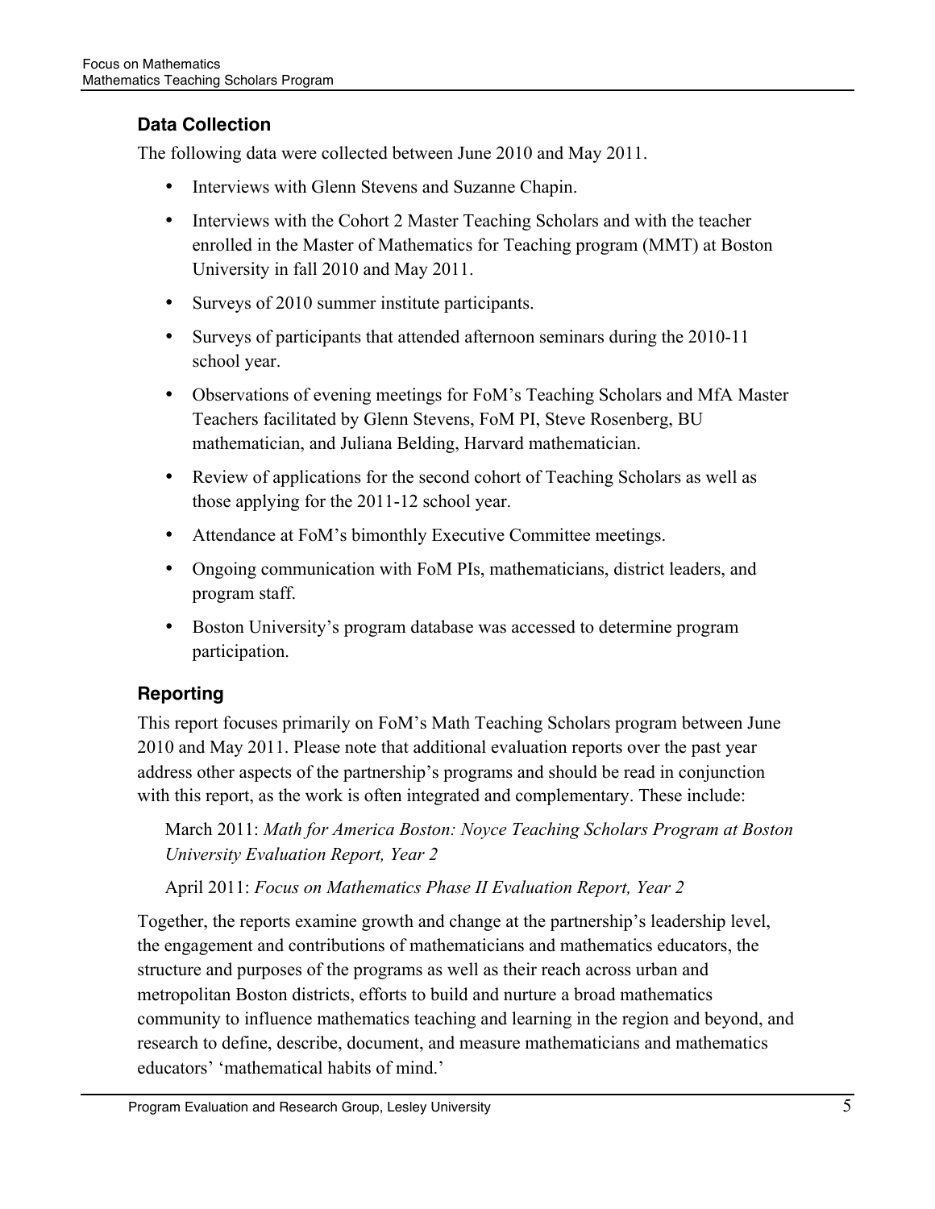## Data Collection

The following data were collected between June 2010 and May 2011.

- Interviews with Glenn Stevens and Suzanne Chapin.
- Interviews with the Cohort 2 Master Teaching Scholars and with the teacher enrolled in the Master of Mathematics for Teaching program (MMT) at Boston University in fall 2010 and May 2011.
- Surveys of 2010 summer institute participants.
- Surveys of participants that attended afternoon seminars during the 2010-11 school year.
- Observations of evening meetings for FoM's Teaching Scholars and MfA Master Teachers facilitated by Glenn Stevens, FoM PI, Steve Rosenberg, BU mathematician, and Juliana Belding, Harvard mathematician.
- Review of applications for the second cohort of Teaching Scholars as well as those applying for the 2011-12 school year.
- Attendance at FoM's bimonthly Executive Committee meetings.
- Ongoing communication with FoM PIs, mathematicians, district leaders, and program staff.
- Boston University's program database was accessed to determine program participation.

## Reporting

This report focuses primarily on FoM's Math Teaching Scholars program between June 2010 and May 2011. Please note that additional evaluation reports over the past year address other aspects of the partnership's programs and should be read in conjunction with this report, as the work is often integrated and complementary. These include:

March 2011: *Math for America Boston: Noyce Teaching Scholars Program at Boston University Evaluation Report, Year 2*

April 2011: *Focus on Mathematics Phase II Evaluation Report, Year 2*

Together, the reports examine growth and change at the partnership's leadership level, the engagement and contributions of mathematicians and mathematics educators, the structure and purposes of the programs as well as their reach across urban and metropolitan Boston districts, efforts to build and nurture a broad mathematics community to influence mathematics teaching and learning in the region and beyond, and research to define, describe, document, and measure mathematicians and mathematics educators' 'mathematical habits of mind.'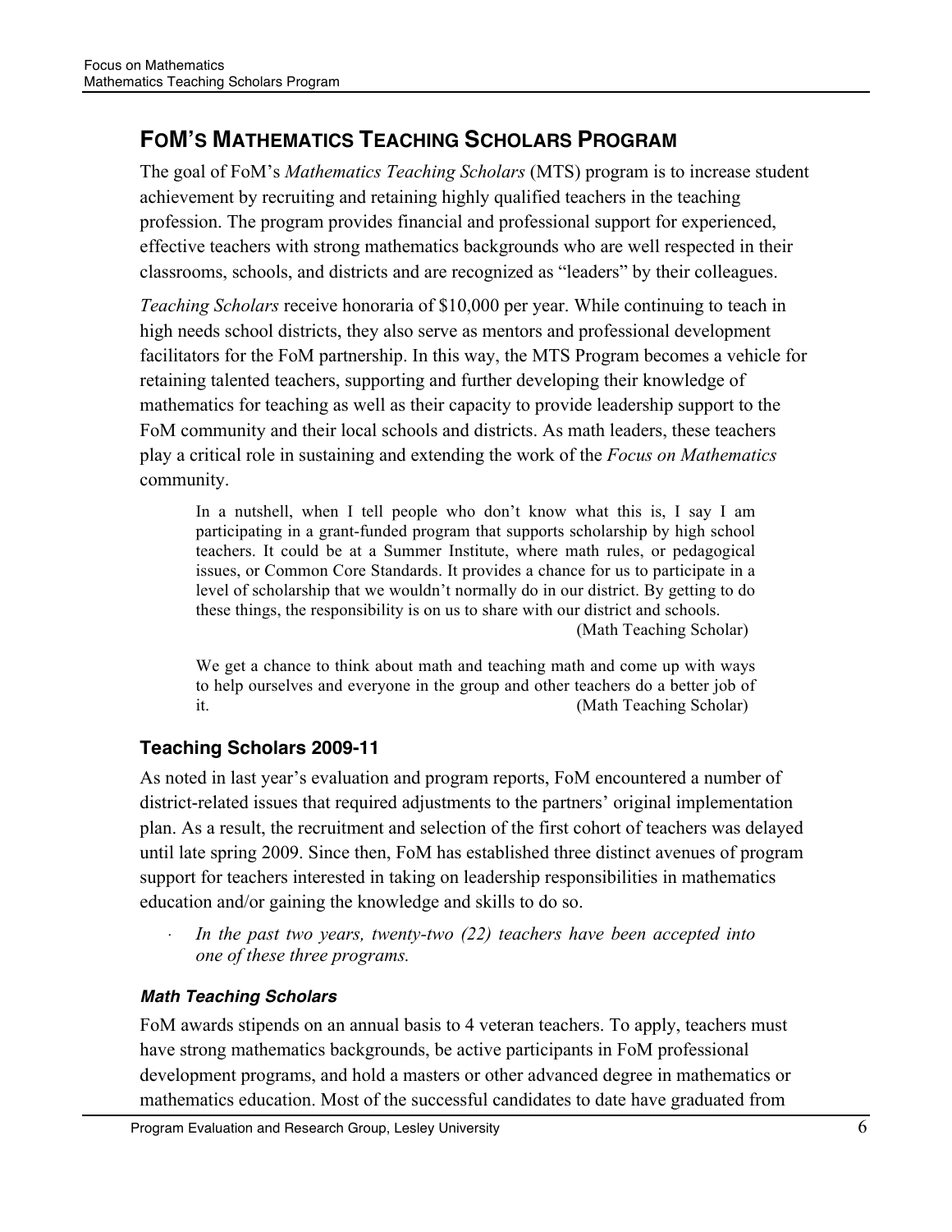## FoM's Mathematics Teaching Scholars Program

The goal of FoM's *Mathematics Teaching Scholars* (MTS) program is to increase student achievement by recruiting and retaining highly qualified teachers in the teaching profession. The program provides financial and professional support for experienced, effective teachers with strong mathematics backgrounds who are well respected in their classrooms, schools, and districts and are recognized as "leaders" by their colleagues.

*Teaching Scholars* receive honoraria of $10,000 per year. While continuing to teach in high needs school districts, they also serve as mentors and professional development facilitators for the FoM partnership. In this way, the MTS Program becomes a vehicle for retaining talented teachers, supporting and further developing their knowledge of mathematics for teaching as well as their capacity to provide leadership support to the FoM community and their local schools and districts. As math leaders, these teachers play a critical role in sustaining and extending the work of the *Focus on Mathematics* community.

> In a nutshell, when I tell people who don't know what this is, I say I am participating in a grant-funded program that supports scholarship by high school teachers. It could be at a Summer Institute, where math rules, or pedagogical issues, or Common Core Standards. It provides a chance for us to participate in a level of scholarship that we wouldn't normally do in our district. By getting to do these things, the responsibility is on us to share with our district and schools.
> (Math Teaching Scholar)

> We get a chance to think about math and teaching math and come up with ways to help ourselves and everyone in the group and other teachers do a better job of it. (Math Teaching Scholar)

### Teaching Scholars 2009-11

As noted in last year's evaluation and program reports, FoM encountered a number of district-related issues that required adjustments to the partners' original implementation plan. As a result, the recruitment and selection of the first cohort of teachers was delayed until late spring 2009. Since then, FoM has established three distinct avenues of program support for teachers interested in taking on leadership responsibilities in mathematics education and/or gaining the knowledge and skills to do so.

- *In the past two years, twenty-two (22) teachers have been accepted into one of these three programs.*

#### *Math Teaching Scholars*

FoM awards stipends on an annual basis to 4 veteran teachers. To apply, teachers must have strong mathematics backgrounds, be active participants in FoM professional development programs, and hold a masters or other advanced degree in mathematics or mathematics education. Most of the successful candidates to date have graduated from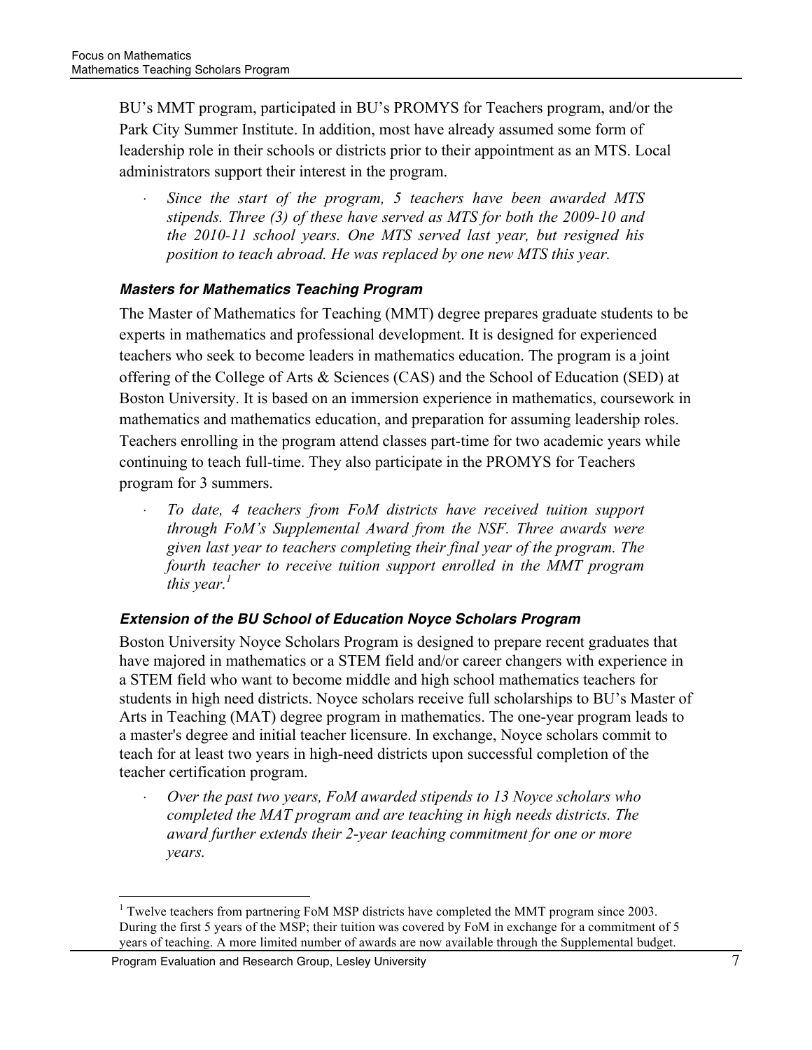BU's MMT program, participated in BU's PROMYS for Teachers program, and/or the Park City Summer Institute. In addition, most have already assumed some form of leadership role in their schools or districts prior to their appointment as an MTS. Local administrators support their interest in the program.

- *Since the start of the program, 5 teachers have been awarded MTS stipends. Three (3) of these have served as MTS for both the 2009-10 and the 2010-11 school years. One MTS served last year, but resigned his position to teach abroad. He was replaced by one new MTS this year.*

#### *Masters for Mathematics Teaching Program*

The Master of Mathematics for Teaching (MMT) degree prepares graduate students to be experts in mathematics and professional development. It is designed for experienced teachers who seek to become leaders in mathematics education. The program is a joint offering of the College of Arts & Sciences (CAS) and the School of Education (SED) at Boston University. It is based on an immersion experience in mathematics, coursework in mathematics and mathematics education, and preparation for assuming leadership roles. Teachers enrolling in the program attend classes part-time for two academic years while continuing to teach full-time. They also participate in the PROMYS for Teachers program for 3 summers.

- *To date, 4 teachers from FoM districts have received tuition support through FoM's Supplemental Award from the NSF. Three awards were given last year to teachers completing their final year of the program. The fourth teacher to receive tuition support enrolled in the MMT program this year.*[1]

#### *Extension of the BU School of Education Noyce Scholars Program*

Boston University Noyce Scholars Program is designed to prepare recent graduates that have majored in mathematics or a STEM field and/or career changers with experience in a STEM field who want to become middle and high school mathematics teachers for students in high need districts. Noyce scholars receive full scholarships to BU's Master of Arts in Teaching (MAT) degree program in mathematics. The one-year program leads to a master's degree and initial teacher licensure. In exchange, Noyce scholars commit to teach for at least two years in high-need districts upon successful completion of the teacher certification program.

- *Over the past two years, FoM awarded stipends to 13 Noyce scholars who completed the MAT program and are teaching in high needs districts. The award further extends their 2-year teaching commitment for one or more years.*

---

[1] Twelve teachers from partnering FoM MSP districts have completed the MMT program since 2003. During the first 5 years of the MSP; their tuition was covered by FoM in exchange for a commitment of 5 years of teaching. A more limited number of awards are now available through the Supplemental budget.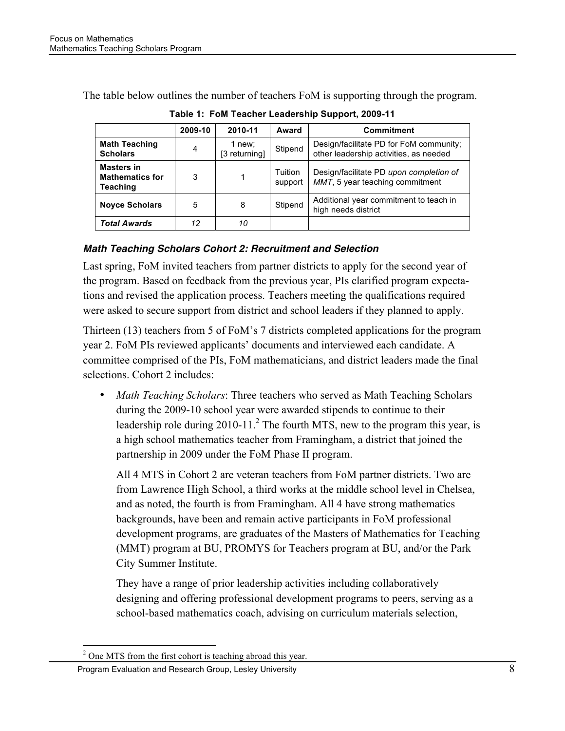The table below outlines the number of teachers FoM is supporting through the program.

**Table 1: FoM Teacher Leadership Support, 2009-11**

| | 2009-10 | 2010-11 | Award | Commitment |
|---|---|---|---|---|
| **Math Teaching Scholars** | 4 | 1 new; [3 returning] | Stipend | Design/facilitate PD for FoM community; other leadership activities, as needed |
| **Masters in Mathematics for Teaching** | 3 | 1 | Tuition support | Design/facilitate PD *upon completion of MMT*, 5 year teaching commitment |
| **Noyce Scholars** | 5 | 8 | Stipend | Additional year commitment to teach in high needs district |
| ***Total Awards*** | *12* | *10* | | |

### *Math Teaching Scholars Cohort 2: Recruitment and Selection*

Last spring, FoM invited teachers from partner districts to apply for the second year of the program. Based on feedback from the previous year, PIs clarified program expectations and revised the application process. Teachers meeting the qualifications required were asked to secure support from district and school leaders if they planned to apply.

Thirteen (13) teachers from 5 of FoM's 7 districts completed applications for the program year 2. FoM PIs reviewed applicants' documents and interviewed each candidate. A committee comprised of the PIs, FoM mathematicians, and district leaders made the final selections. Cohort 2 includes:

- *Math Teaching Scholars*: Three teachers who served as Math Teaching Scholars during the 2009-10 school year were awarded stipends to continue to their leadership role during 2010-11.[2] The fourth MTS, new to the program this year, is a high school mathematics teacher from Framingham, a district that joined the partnership in 2009 under the FoM Phase II program.

  All 4 MTS in Cohort 2 are veteran teachers from FoM partner districts. Two are from Lawrence High School, a third works at the middle school level in Chelsea, and as noted, the fourth is from Framingham. All 4 have strong mathematics backgrounds, have been and remain active participants in FoM professional development programs, are graduates of the Masters of Mathematics for Teaching (MMT) program at BU, PROMYS for Teachers program at BU, and/or the Park City Summer Institute.

  They have a range of prior leadership activities including collaboratively designing and offering professional development programs to peers, serving as a school-based mathematics coach, advising on curriculum materials selection,

[2] One MTS from the first cohort is teaching abroad this year.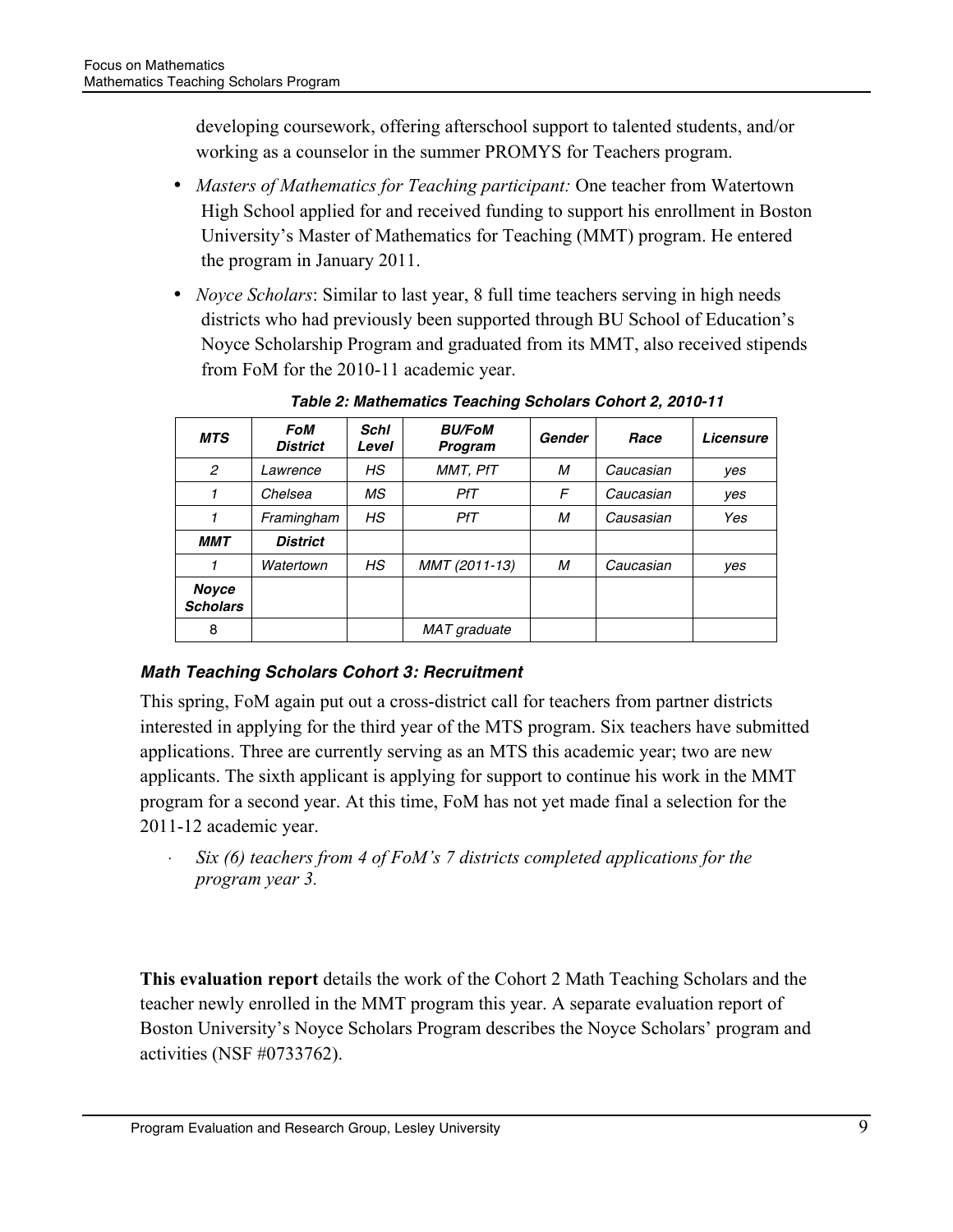developing coursework, offering afterschool support to talented students, and/or working as a counselor in the summer PROMYS for Teachers program.

- *Masters of Mathematics for Teaching participant:* One teacher from Watertown High School applied for and received funding to support his enrollment in Boston University's Master of Mathematics for Teaching (MMT) program. He entered the program in January 2011.
- *Noyce Scholars*: Similar to last year, 8 full time teachers serving in high needs districts who had previously been supported through BU School of Education's Noyce Scholarship Program and graduated from its MMT, also received stipends from FoM for the 2010-11 academic year.

***Table 2: Mathematics Teaching Scholars Cohort 2, 2010-11***

| *MTS* | *FoM District* | *Schl Level* | *BU/FoM Program* | *Gender* | *Race* | *Licensure* |
|---|---|---|---|---|---|---|
| *2* | *Lawrence* | *HS* | *MMT, PfT* | *M* | *Caucasian* | *yes* |
| *1* | *Chelsea* | *MS* | *PfT* | *F* | *Caucasian* | *yes* |
| *1* | *Framingham* | *HS* | *PfT* | *M* | *Causasian* | *Yes* |
| ***MMT*** | ***District*** | | | | | |
| *1* | *Watertown* | *HS* | *MMT (2011-13)* | *M* | *Caucasian* | *yes* |
| ***Noyce Scholars*** | | | | | | |
| 8 | | | *MAT graduate* | | | |

#### *Math Teaching Scholars Cohort 3: Recruitment*

This spring, FoM again put out a cross-district call for teachers from partner districts interested in applying for the third year of the MTS program. Six teachers have submitted applications. Three are currently serving as an MTS this academic year; two are new applicants. The sixth applicant is applying for support to continue his work in the MMT program for a second year. At this time, FoM has not yet made final a selection for the 2011-12 academic year.

- *Six (6) teachers from 4 of FoM's 7 districts completed applications for the program year 3.*

**This evaluation report** details the work of the Cohort 2 Math Teaching Scholars and the teacher newly enrolled in the MMT program this year. A separate evaluation report of Boston University's Noyce Scholars Program describes the Noyce Scholars' program and activities (NSF #0733762).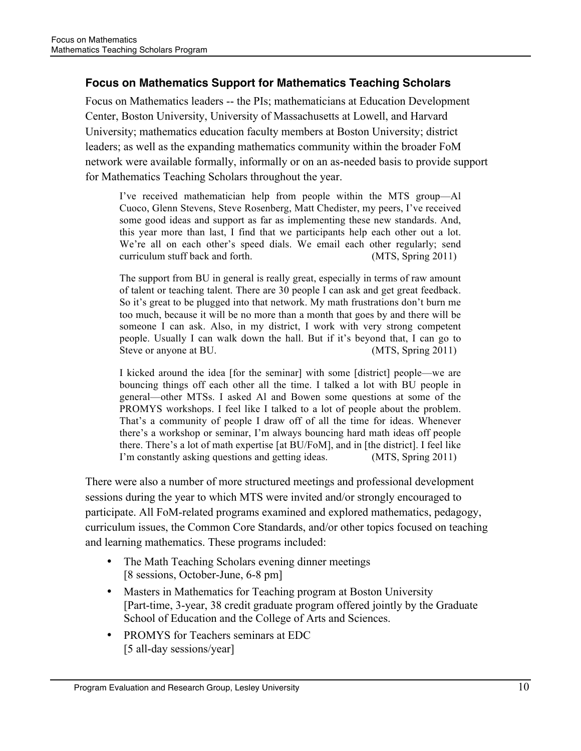### Focus on Mathematics Support for Mathematics Teaching Scholars

Focus on Mathematics leaders -- the PIs; mathematicians at Education Development Center, Boston University, University of Massachusetts at Lowell, and Harvard University; mathematics education faculty members at Boston University; district leaders; as well as the expanding mathematics community within the broader FoM network were available formally, informally or on an as-needed basis to provide support for Mathematics Teaching Scholars throughout the year.

> I've received mathematician help from people within the MTS group—Al Cuoco, Glenn Stevens, Steve Rosenberg, Matt Chedister, my peers, I've received some good ideas and support as far as implementing these new standards. And, this year more than last, I find that we participants help each other out a lot. We're all on each other's speed dials. We email each other regularly; send curriculum stuff back and forth. (MTS, Spring 2011)

> The support from BU in general is really great, especially in terms of raw amount of talent or teaching talent. There are 30 people I can ask and get great feedback. So it's great to be plugged into that network. My math frustrations don't burn me too much, because it will be no more than a month that goes by and there will be someone I can ask. Also, in my district, I work with very strong competent people. Usually I can walk down the hall. But if it's beyond that, I can go to Steve or anyone at BU. (MTS, Spring 2011)

> I kicked around the idea [for the seminar] with some [district] people—we are bouncing things off each other all the time. I talked a lot with BU people in general—other MTSs. I asked Al and Bowen some questions at some of the PROMYS workshops. I feel like I talked to a lot of people about the problem. That's a community of people I draw off of all the time for ideas. Whenever there's a workshop or seminar, I'm always bouncing hard math ideas off people there. There's a lot of math expertise [at BU/FoM], and in [the district]. I feel like I'm constantly asking questions and getting ideas. (MTS, Spring 2011)

There were also a number of more structured meetings and professional development sessions during the year to which MTS were invited and/or strongly encouraged to participate. All FoM-related programs examined and explored mathematics, pedagogy, curriculum issues, the Common Core Standards, and/or other topics focused on teaching and learning mathematics. These programs included:

- The Math Teaching Scholars evening dinner meetings
  [8 sessions, October-June, 6-8 pm]
- Masters in Mathematics for Teaching program at Boston University
  [Part-time, 3-year, 38 credit graduate program offered jointly by the Graduate School of Education and the College of Arts and Sciences.
- PROMYS for Teachers seminars at EDC
  [5 all-day sessions/year]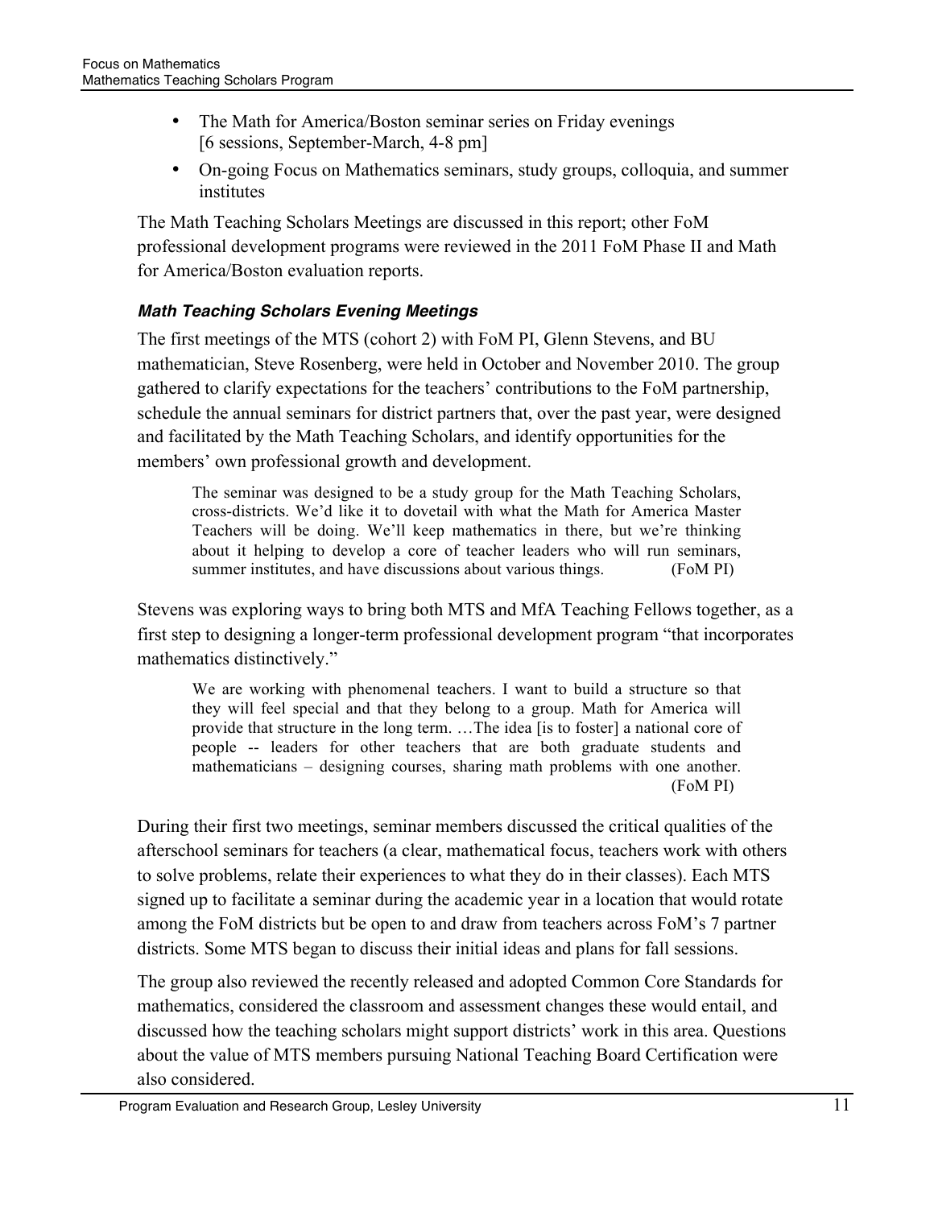- The Math for America/Boston seminar series on Friday evenings [6 sessions, September-March, 4-8 pm]
- On-going Focus on Mathematics seminars, study groups, colloquia, and summer institutes

The Math Teaching Scholars Meetings are discussed in this report; other FoM professional development programs were reviewed in the 2011 FoM Phase II and Math for America/Boston evaluation reports.

#### *Math Teaching Scholars Evening Meetings*

The first meetings of the MTS (cohort 2) with FoM PI, Glenn Stevens, and BU mathematician, Steve Rosenberg, were held in October and November 2010. The group gathered to clarify expectations for the teachers' contributions to the FoM partnership, schedule the annual seminars for district partners that, over the past year, were designed and facilitated by the Math Teaching Scholars, and identify opportunities for the members' own professional growth and development.

> The seminar was designed to be a study group for the Math Teaching Scholars, cross-districts. We'd like it to dovetail with what the Math for America Master Teachers will be doing. We'll keep mathematics in there, but we're thinking about it helping to develop a core of teacher leaders who will run seminars, summer institutes, and have discussions about various things. (FoM PI)

Stevens was exploring ways to bring both MTS and MfA Teaching Fellows together, as a first step to designing a longer-term professional development program "that incorporates mathematics distinctively."

> We are working with phenomenal teachers. I want to build a structure so that they will feel special and that they belong to a group. Math for America will provide that structure in the long term. …The idea [is to foster] a national core of people -- leaders for other teachers that are both graduate students and mathematicians – designing courses, sharing math problems with one another. (FoM PI)

During their first two meetings, seminar members discussed the critical qualities of the afterschool seminars for teachers (a clear, mathematical focus, teachers work with others to solve problems, relate their experiences to what they do in their classes). Each MTS signed up to facilitate a seminar during the academic year in a location that would rotate among the FoM districts but be open to and draw from teachers across FoM's 7 partner districts. Some MTS began to discuss their initial ideas and plans for fall sessions.

The group also reviewed the recently released and adopted Common Core Standards for mathematics, considered the classroom and assessment changes these would entail, and discussed how the teaching scholars might support districts' work in this area. Questions about the value of MTS members pursuing National Teaching Board Certification were also considered.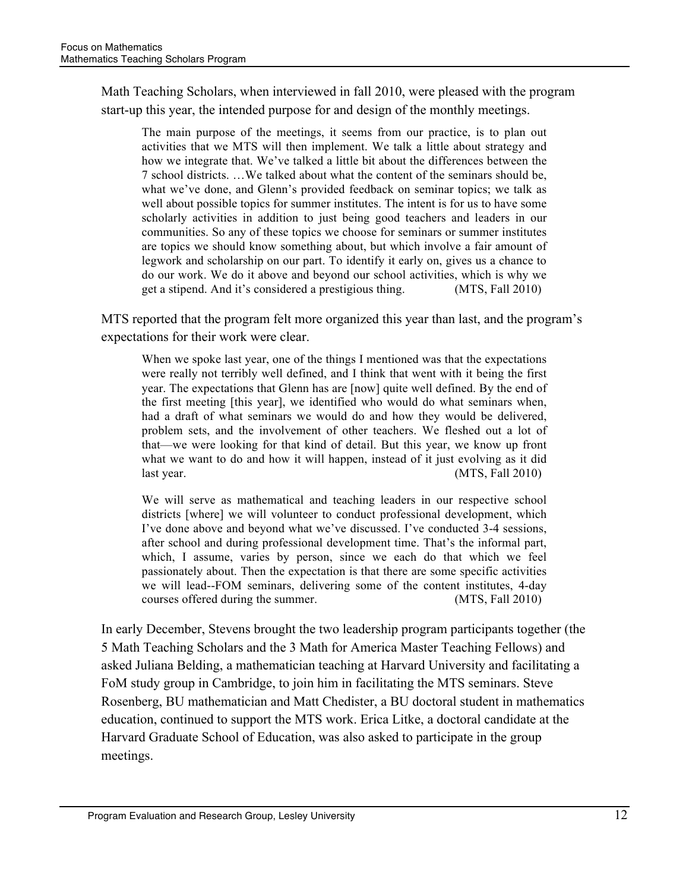Math Teaching Scholars, when interviewed in fall 2010, were pleased with the program start-up this year, the intended purpose for and design of the monthly meetings.

> The main purpose of the meetings, it seems from our practice, is to plan out activities that we MTS will then implement. We talk a little about strategy and how we integrate that. We've talked a little bit about the differences between the 7 school districts. …We talked about what the content of the seminars should be, what we've done, and Glenn's provided feedback on seminar topics; we talk as well about possible topics for summer institutes. The intent is for us to have some scholarly activities in addition to just being good teachers and leaders in our communities. So any of these topics we choose for seminars or summer institutes are topics we should know something about, but which involve a fair amount of legwork and scholarship on our part. To identify it early on, gives us a chance to do our work. We do it above and beyond our school activities, which is why we get a stipend. And it's considered a prestigious thing. (MTS, Fall 2010)

MTS reported that the program felt more organized this year than last, and the program's expectations for their work were clear.

> When we spoke last year, one of the things I mentioned was that the expectations were really not terribly well defined, and I think that went with it being the first year. The expectations that Glenn has are [now] quite well defined. By the end of the first meeting [this year], we identified who would do what seminars when, had a draft of what seminars we would do and how they would be delivered, problem sets, and the involvement of other teachers. We fleshed out a lot of that—we were looking for that kind of detail. But this year, we know up front what we want to do and how it will happen, instead of it just evolving as it did last year. (MTS, Fall 2010)

> We will serve as mathematical and teaching leaders in our respective school districts [where] we will volunteer to conduct professional development, which I've done above and beyond what we've discussed. I've conducted 3-4 sessions, after school and during professional development time. That's the informal part, which, I assume, varies by person, since we each do that which we feel passionately about. Then the expectation is that there are some specific activities we will lead--FOM seminars, delivering some of the content institutes, 4-day courses offered during the summer. (MTS, Fall 2010)

In early December, Stevens brought the two leadership program participants together (the 5 Math Teaching Scholars and the 3 Math for America Master Teaching Fellows) and asked Juliana Belding, a mathematician teaching at Harvard University and facilitating a FoM study group in Cambridge, to join him in facilitating the MTS seminars. Steve Rosenberg, BU mathematician and Matt Chedister, a BU doctoral student in mathematics education, continued to support the MTS work. Erica Litke, a doctoral candidate at the Harvard Graduate School of Education, was also asked to participate in the group meetings.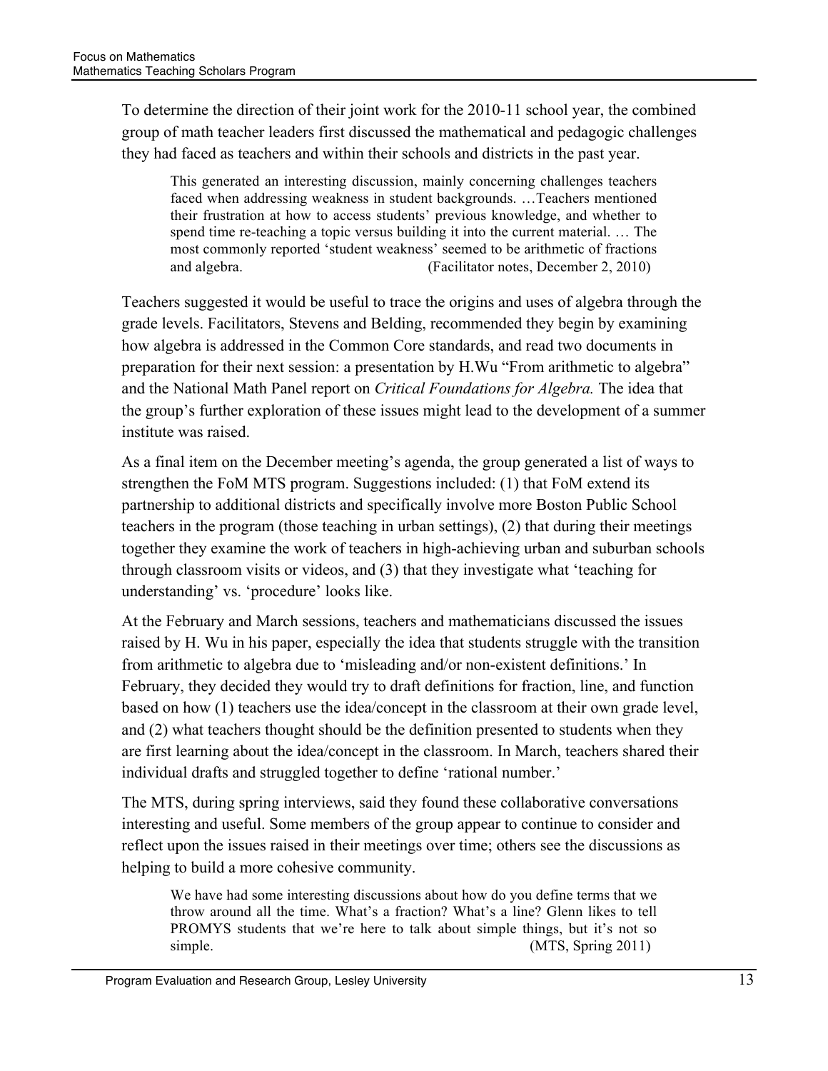To determine the direction of their joint work for the 2010-11 school year, the combined group of math teacher leaders first discussed the mathematical and pedagogic challenges they had faced as teachers and within their schools and districts in the past year.

> This generated an interesting discussion, mainly concerning challenges teachers faced when addressing weakness in student backgrounds. …Teachers mentioned their frustration at how to access students' previous knowledge, and whether to spend time re-teaching a topic versus building it into the current material. … The most commonly reported 'student weakness' seemed to be arithmetic of fractions and algebra. (Facilitator notes, December 2, 2010)

Teachers suggested it would be useful to trace the origins and uses of algebra through the grade levels. Facilitators, Stevens and Belding, recommended they begin by examining how algebra is addressed in the Common Core standards, and read two documents in preparation for their next session: a presentation by H.Wu "From arithmetic to algebra" and the National Math Panel report on *Critical Foundations for Algebra.* The idea that the group's further exploration of these issues might lead to the development of a summer institute was raised.

As a final item on the December meeting's agenda, the group generated a list of ways to strengthen the FoM MTS program. Suggestions included: (1) that FoM extend its partnership to additional districts and specifically involve more Boston Public School teachers in the program (those teaching in urban settings), (2) that during their meetings together they examine the work of teachers in high-achieving urban and suburban schools through classroom visits or videos, and (3) that they investigate what 'teaching for understanding' vs. 'procedure' looks like.

At the February and March sessions, teachers and mathematicians discussed the issues raised by H. Wu in his paper, especially the idea that students struggle with the transition from arithmetic to algebra due to 'misleading and/or non-existent definitions.' In February, they decided they would try to draft definitions for fraction, line, and function based on how (1) teachers use the idea/concept in the classroom at their own grade level, and (2) what teachers thought should be the definition presented to students when they are first learning about the idea/concept in the classroom. In March, teachers shared their individual drafts and struggled together to define 'rational number.'

The MTS, during spring interviews, said they found these collaborative conversations interesting and useful. Some members of the group appear to continue to consider and reflect upon the issues raised in their meetings over time; others see the discussions as helping to build a more cohesive community.

> We have had some interesting discussions about how do you define terms that we throw around all the time. What's a fraction? What's a line? Glenn likes to tell PROMYS students that we're here to talk about simple things, but it's not so simple. (MTS, Spring 2011)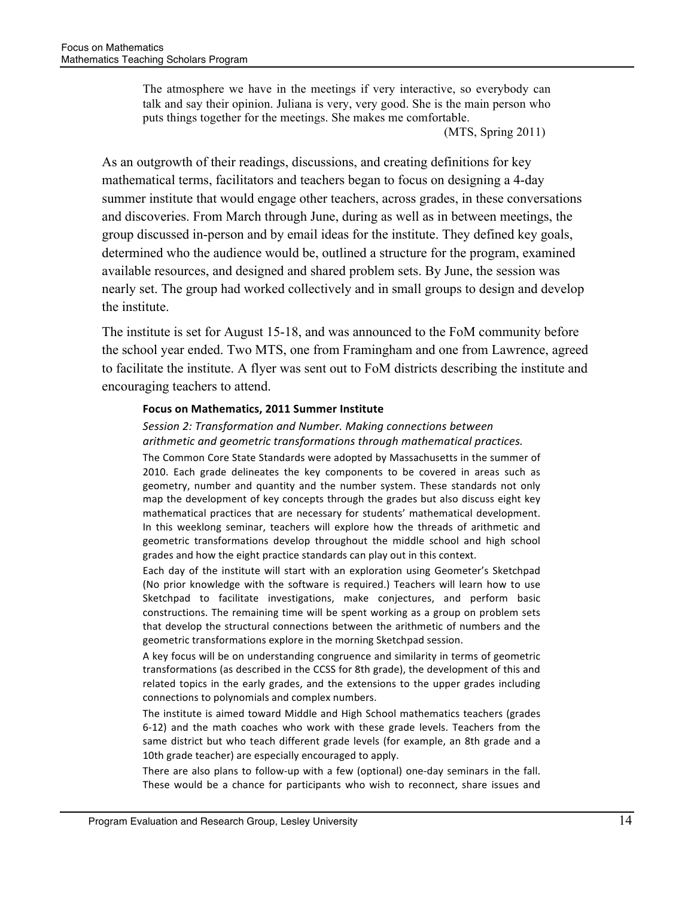> The atmosphere we have in the meetings if very interactive, so everybody can talk and say their opinion. Juliana is very, very good. She is the main person who puts things together for the meetings. She makes me comfortable.
>
> (MTS, Spring 2011)

As an outgrowth of their readings, discussions, and creating definitions for key mathematical terms, facilitators and teachers began to focus on designing a 4-day summer institute that would engage other teachers, across grades, in these conversations and discoveries. From March through June, during as well as in between meetings, the group discussed in-person and by email ideas for the institute. They defined key goals, determined who the audience would be, outlined a structure for the program, examined available resources, and designed and shared problem sets. By June, the session was nearly set. The group had worked collectively and in small groups to design and develop the institute.

The institute is set for August 15-18, and was announced to the FoM community before the school year ended. Two MTS, one from Framingham and one from Lawrence, agreed to facilitate the institute. A flyer was sent out to FoM districts describing the institute and encouraging teachers to attend.

> **Focus on Mathematics, 2011 Summer Institute**
>
> *Session 2: Transformation and Number. Making connections between arithmetic and geometric transformations through mathematical practices.*
>
> The Common Core State Standards were adopted by Massachusetts in the summer of 2010. Each grade delineates the key components to be covered in areas such as geometry, number and quantity and the number system. These standards not only map the development of key concepts through the grades but also discuss eight key mathematical practices that are necessary for students' mathematical development. In this weeklong seminar, teachers will explore how the threads of arithmetic and geometric transformations develop throughout the middle school and high school grades and how the eight practice standards can play out in this context.
>
> Each day of the institute will start with an exploration using Geometer's Sketchpad (No prior knowledge with the software is required.) Teachers will learn how to use Sketchpad to facilitate investigations, make conjectures, and perform basic constructions. The remaining time will be spent working as a group on problem sets that develop the structural connections between the arithmetic of numbers and the geometric transformations explore in the morning Sketchpad session.
>
> A key focus will be on understanding congruence and similarity in terms of geometric transformations (as described in the CCSS for 8th grade), the development of this and related topics in the early grades, and the extensions to the upper grades including connections to polynomials and complex numbers.
>
> The institute is aimed toward Middle and High School mathematics teachers (grades 6-12) and the math coaches who work with these grade levels. Teachers from the same district but who teach different grade levels (for example, an 8th grade and a 10th grade teacher) are especially encouraged to apply.
>
> There are also plans to follow-up with a few (optional) one-day seminars in the fall. These would be a chance for participants who wish to reconnect, share issues and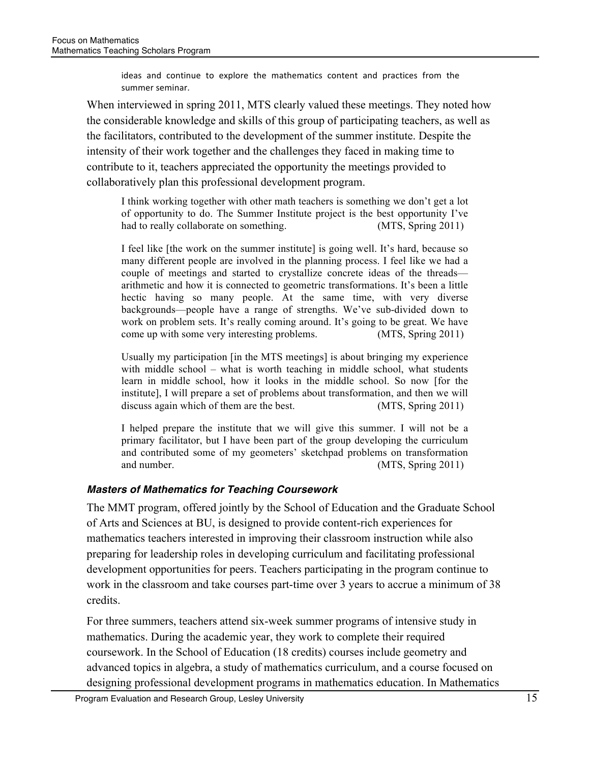> ideas and continue to explore the mathematics content and practices from the summer seminar.

When interviewed in spring 2011, MTS clearly valued these meetings. They noted how the considerable knowledge and skills of this group of participating teachers, as well as the facilitators, contributed to the development of the summer institute. Despite the intensity of their work together and the challenges they faced in making time to contribute to it, teachers appreciated the opportunity the meetings provided to collaboratively plan this professional development program.

> I think working together with other math teachers is something we don't get a lot of opportunity to do. The Summer Institute project is the best opportunity I've had to really collaborate on something. (MTS, Spring 2011)

> I feel like [the work on the summer institute] is going well. It's hard, because so many different people are involved in the planning process. I feel like we had a couple of meetings and started to crystallize concrete ideas of the threads—arithmetic and how it is connected to geometric transformations. It's been a little hectic having so many people. At the same time, with very diverse backgrounds—people have a range of strengths. We've sub-divided down to work on problem sets. It's really coming around. It's going to be great. We have come up with some very interesting problems. (MTS, Spring 2011)

> Usually my participation [in the MTS meetings] is about bringing my experience with middle school – what is worth teaching in middle school, what students learn in middle school, how it looks in the middle school. So now [for the institute], I will prepare a set of problems about transformation, and then we will discuss again which of them are the best. (MTS, Spring 2011)

> I helped prepare the institute that we will give this summer. I will not be a primary facilitator, but I have been part of the group developing the curriculum and contributed some of my geometers' sketchpad problems on transformation and number. (MTS, Spring 2011)

### ***Masters of Mathematics for Teaching Coursework***

The MMT program, offered jointly by the School of Education and the Graduate School of Arts and Sciences at BU, is designed to provide content-rich experiences for mathematics teachers interested in improving their classroom instruction while also preparing for leadership roles in developing curriculum and facilitating professional development opportunities for peers. Teachers participating in the program continue to work in the classroom and take courses part-time over 3 years to accrue a minimum of 38 credits.

For three summers, teachers attend six-week summer programs of intensive study in mathematics. During the academic year, they work to complete their required coursework. In the School of Education (18 credits) courses include geometry and advanced topics in algebra, a study of mathematics curriculum, and a course focused on designing professional development programs in mathematics education. In Mathematics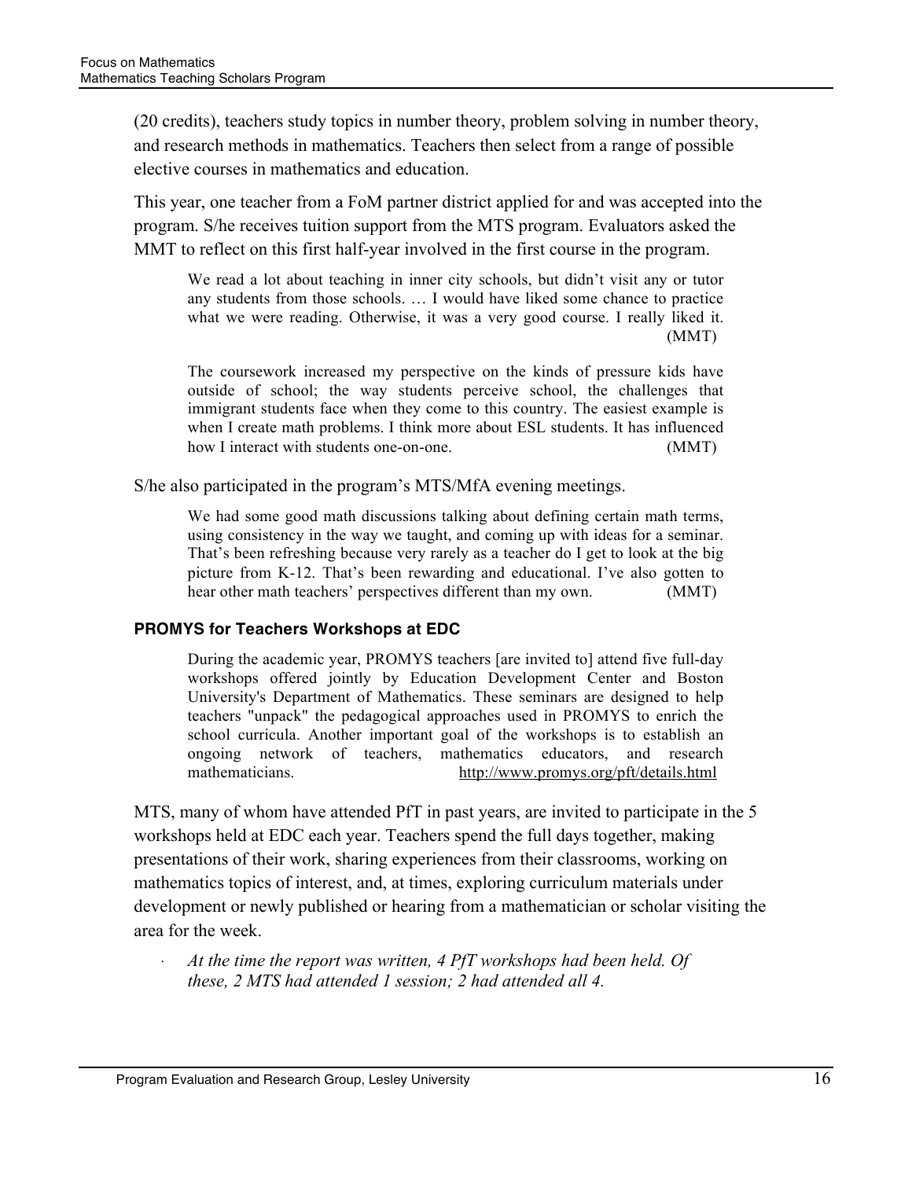(20 credits), teachers study topics in number theory, problem solving in number theory, and research methods in mathematics. Teachers then select from a range of possible elective courses in mathematics and education.

This year, one teacher from a FoM partner district applied for and was accepted into the program. S/he receives tuition support from the MTS program. Evaluators asked the MMT to reflect on this first half-year involved in the first course in the program.

> We read a lot about teaching in inner city schools, but didn't visit any or tutor any students from those schools. … I would have liked some chance to practice what we were reading. Otherwise, it was a very good course. I really liked it. (MMT)

> The coursework increased my perspective on the kinds of pressure kids have outside of school; the way students perceive school, the challenges that immigrant students face when they come to this country. The easiest example is when I create math problems. I think more about ESL students. It has influenced how I interact with students one-on-one. (MMT)

S/he also participated in the program's MTS/MfA evening meetings.

> We had some good math discussions talking about defining certain math terms, using consistency in the way we taught, and coming up with ideas for a seminar. That's been refreshing because very rarely as a teacher do I get to look at the big picture from K-12. That's been rewarding and educational. I've also gotten to hear other math teachers' perspectives different than my own. (MMT)

#### PROMYS for Teachers Workshops at EDC

> During the academic year, PROMYS teachers [are invited to] attend five full-day workshops offered jointly by Education Development Center and Boston University's Department of Mathematics. These seminars are designed to help teachers "unpack" the pedagogical approaches used in PROMYS to enrich the school curricula. Another important goal of the workshops is to establish an ongoing network of teachers, mathematics educators, and research mathematicians. http://www.promys.org/pft/details.html

MTS, many of whom have attended PfT in past years, are invited to participate in the 5 workshops held at EDC each year. Teachers spend the full days together, making presentations of their work, sharing experiences from their classrooms, working on mathematics topics of interest, and, at times, exploring curriculum materials under development or newly published or hearing from a mathematician or scholar visiting the area for the week.

- *At the time the report was written, 4 PfT workshops had been held. Of these, 2 MTS had attended 1 session; 2 had attended all 4.*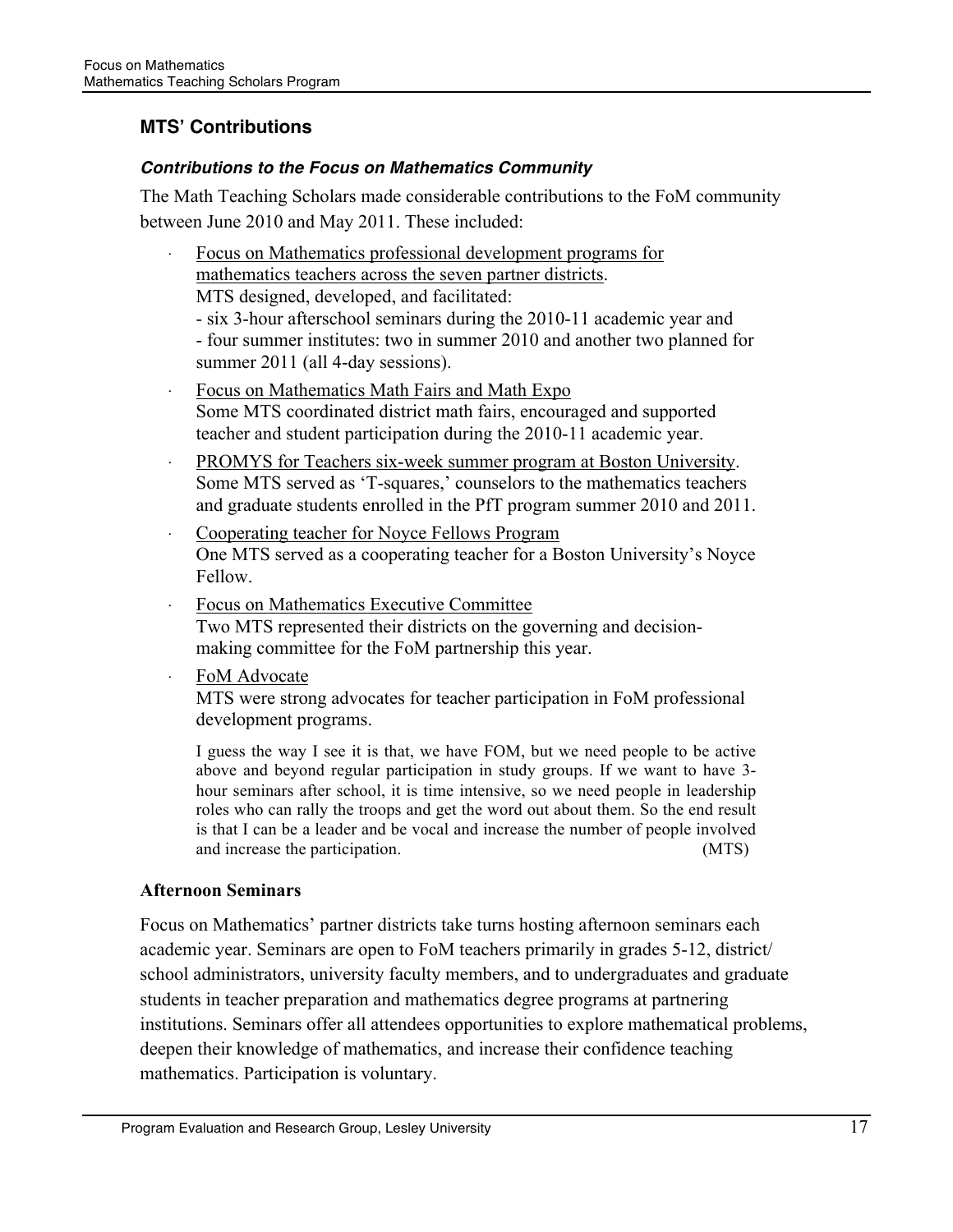## MTS' Contributions

### *Contributions to the Focus on Mathematics Community*

The Math Teaching Scholars made considerable contributions to the FoM community between June 2010 and May 2011. These included:

- <u>Focus on Mathematics professional development programs for mathematics teachers across the seven partner districts</u>.
  MTS designed, developed, and facilitated:
  - six 3-hour afterschool seminars during the 2010-11 academic year and
  - four summer institutes: two in summer 2010 and another two planned for summer 2011 (all 4-day sessions).
- <u>Focus on Mathematics Math Fairs and Math Expo</u>
  Some MTS coordinated district math fairs, encouraged and supported teacher and student participation during the 2010-11 academic year.
- <u>PROMYS for Teachers six-week summer program at Boston University</u>.
  Some MTS served as 'T-squares,' counselors to the mathematics teachers and graduate students enrolled in the PfT program summer 2010 and 2011.
- <u>Cooperating teacher for Noyce Fellows Program</u>
  One MTS served as a cooperating teacher for a Boston University's Noyce Fellow.
- <u>Focus on Mathematics Executive Committee</u>
  Two MTS represented their districts on the governing and decision-making committee for the FoM partnership this year.
- <u>FoM Advocate</u>
  MTS were strong advocates for teacher participation in FoM professional development programs.

> I guess the way I see it is that, we have FOM, but we need people to be active above and beyond regular participation in study groups. If we want to have 3-hour seminars after school, it is time intensive, so we need people in leadership roles who can rally the troops and get the word out about them. So the end result is that I can be a leader and be vocal and increase the number of people involved and increase the participation. (MTS)

**Afternoon Seminars**

Focus on Mathematics' partner districts take turns hosting afternoon seminars each academic year. Seminars are open to FoM teachers primarily in grades 5-12, district/ school administrators, university faculty members, and to undergraduates and graduate students in teacher preparation and mathematics degree programs at partnering institutions. Seminars offer all attendees opportunities to explore mathematical problems, deepen their knowledge of mathematics, and increase their confidence teaching mathematics. Participation is voluntary.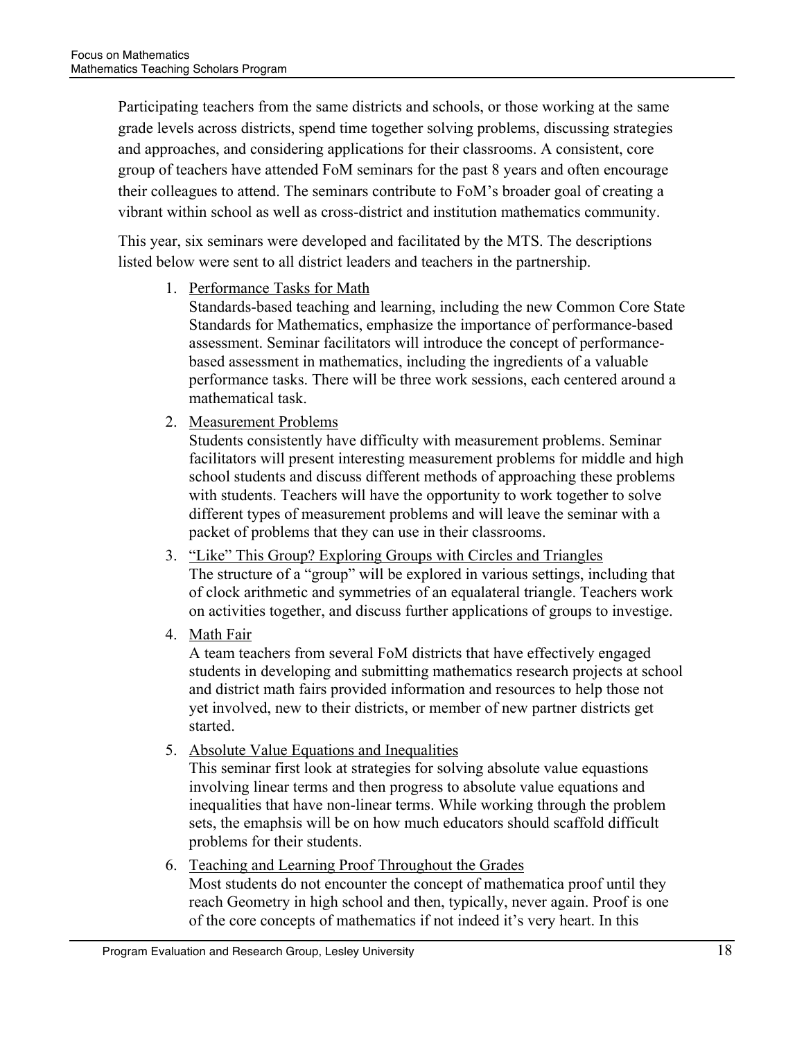Participating teachers from the same districts and schools, or those working at the same grade levels across districts, spend time together solving problems, discussing strategies and approaches, and considering applications for their classrooms. A consistent, core group of teachers have attended FoM seminars for the past 8 years and often encourage their colleagues to attend. The seminars contribute to FoM's broader goal of creating a vibrant within school as well as cross-district and institution mathematics community.

This year, six seminars were developed and facilitated by the MTS. The descriptions listed below were sent to all district leaders and teachers in the partnership.

1. Performance Tasks for Math
   Standards-based teaching and learning, including the new Common Core State Standards for Mathematics, emphasize the importance of performance-based assessment. Seminar facilitators will introduce the concept of performance-based assessment in mathematics, including the ingredients of a valuable performance tasks. There will be three work sessions, each centered around a mathematical task.
2. Measurement Problems
   Students consistently have difficulty with measurement problems. Seminar facilitators will present interesting measurement problems for middle and high school students and discuss different methods of approaching these problems with students. Teachers will have the opportunity to work together to solve different types of measurement problems and will leave the seminar with a packet of problems that they can use in their classrooms.
3. "Like" This Group? Exploring Groups with Circles and Triangles
   The structure of a "group" will be explored in various settings, including that of clock arithmetic and symmetries of an equalateral triangle. Teachers work on activities together, and discuss further applications of groups to investige.
4. Math Fair
   A team teachers from several FoM districts that have effectively engaged students in developing and submitting mathematics research projects at school and district math fairs provided information and resources to help those not yet involved, new to their districts, or member of new partner districts get started.
5. Absolute Value Equations and Inequalities
   This seminar first look at strategies for solving absolute value equastions involving linear terms and then progress to absolute value equations and inequalities that have non-linear terms. While working through the problem sets, the emaphsis will be on how much educators should scaffold difficult problems for their students.
6. Teaching and Learning Proof Throughout the Grades
   Most students do not encounter the concept of mathematica proof until they reach Geometry in high school and then, typically, never again. Proof is one of the core concepts of mathematics if not indeed it's very heart. In this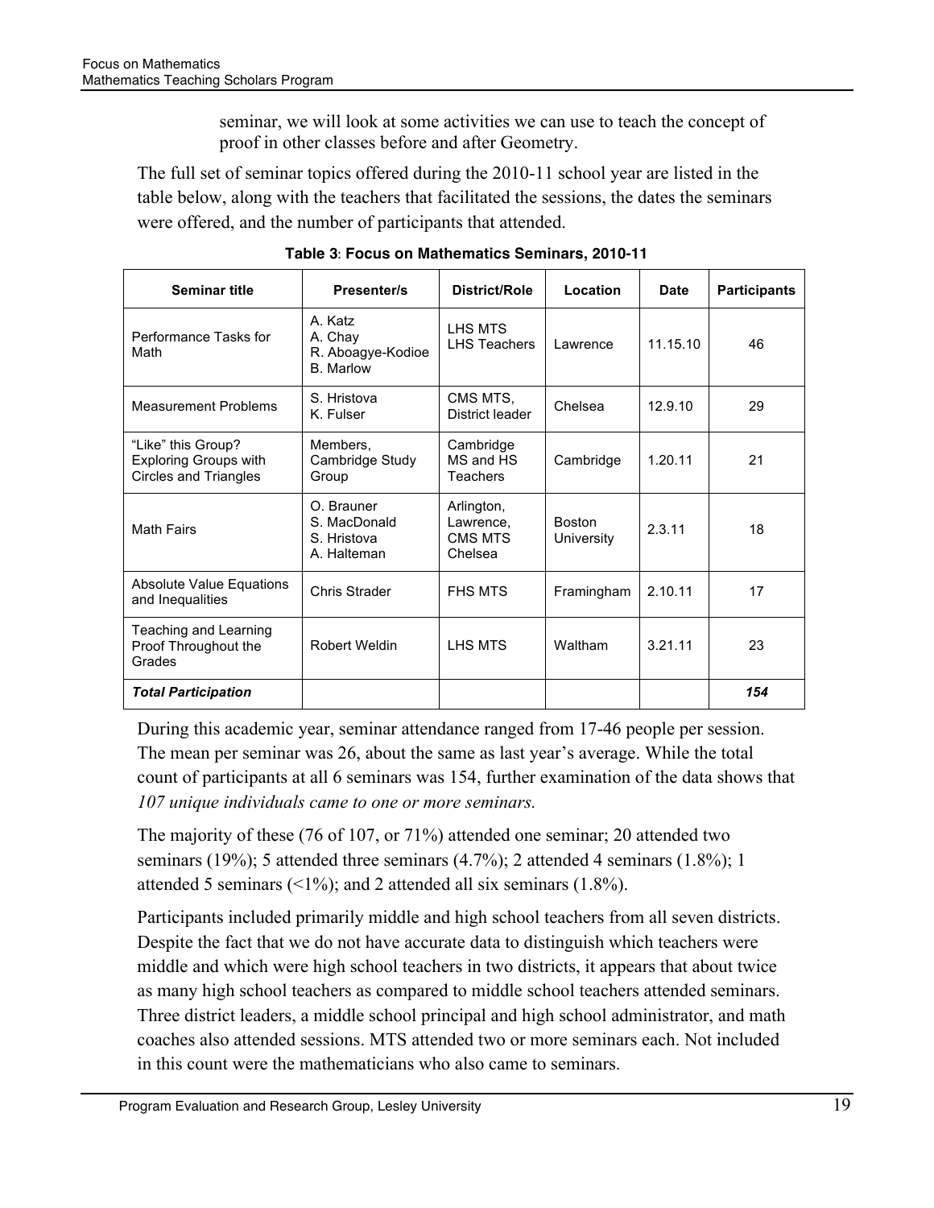seminar, we will look at some activities we can use to teach the concept of proof in other classes before and after Geometry.

The full set of seminar topics offered during the 2010-11 school year are listed in the table below, along with the teachers that facilitated the sessions, the dates the seminars were offered, and the number of participants that attended.

**Table 3: Focus on Mathematics Seminars, 2010-11**

| Seminar title | Presenter/s | District/Role | Location | Date | Participants |
|---|---|---|---|---|---|
| Performance Tasks for Math | A. Katz<br>A. Chay<br>R. Aboagye-Kodioe<br>B. Marlow | LHS MTS<br>LHS Teachers | Lawrence | 11.15.10 | 46 |
| Measurement Problems | S. Hristova<br>K. Fulser | CMS MTS, District leader | Chelsea | 12.9.10 | 29 |
| "Like" this Group? Exploring Groups with Circles and Triangles | Members, Cambridge Study Group | Cambridge MS and HS Teachers | Cambridge | 1.20.11 | 21 |
| Math Fairs | O. Brauner<br>S. MacDonald<br>S. Hristova<br>A. Halteman | Arlington, Lawrence, CMS MTS Chelsea | Boston University | 2.3.11 | 18 |
| Absolute Value Equations and Inequalities | Chris Strader | FHS MTS | Framingham | 2.10.11 | 17 |
| Teaching and Learning Proof Throughout the Grades | Robert Weldin | LHS MTS | Waltham | 3.21.11 | 23 |
| ***Total Participation*** | | | | | ***154*** |

During this academic year, seminar attendance ranged from 17-46 people per session. The mean per seminar was 26, about the same as last year's average. While the total count of participants at all 6 seminars was 154, further examination of the data shows that *107 unique individuals came to one or more seminars.*

The majority of these (76 of 107, or 71%) attended one seminar; 20 attended two seminars (19%); 5 attended three seminars (4.7%); 2 attended 4 seminars (1.8%); 1 attended 5 seminars (<1%); and 2 attended all six seminars (1.8%).

Participants included primarily middle and high school teachers from all seven districts. Despite the fact that we do not have accurate data to distinguish which teachers were middle and which were high school teachers in two districts, it appears that about twice as many high school teachers as compared to middle school teachers attended seminars. Three district leaders, a middle school principal and high school administrator, and math coaches also attended sessions. MTS attended two or more seminars each. Not included in this count were the mathematicians who also came to seminars.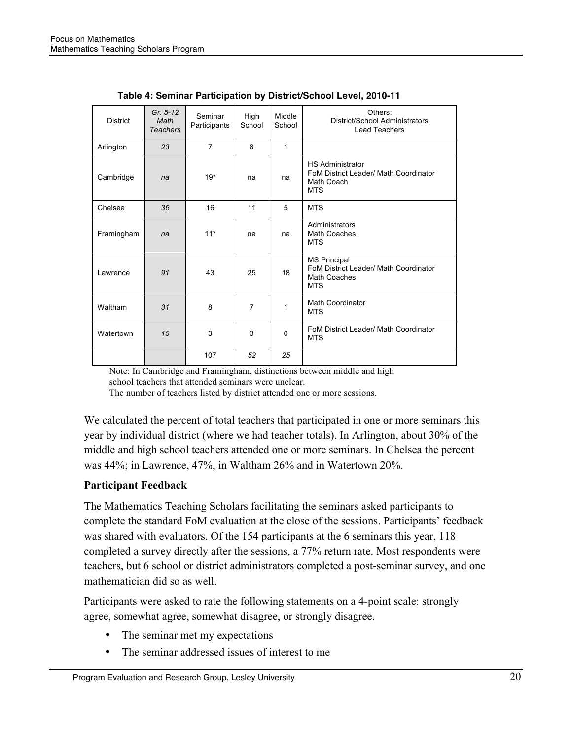**Table 4: Seminar Participation by District/School Level, 2010-11**

| District | *Gr. 5-12 Math Teachers* | Seminar Participants | High School | Middle School | Others: District/School Administrators Lead Teachers |
|---|---|---|---|---|---|
| Arlington | *23* | 7 | 6 | 1 | |
| Cambridge | *na* | 19* | na | na | HS Administrator<br>FoM District Leader/ Math Coordinator<br>Math Coach<br>MTS |
| Chelsea | *36* | 16 | 11 | 5 | MTS |
| Framingham | *na* | 11* | na | na | Administrators<br>Math Coaches<br>MTS |
| Lawrence | *91* | 43 | 25 | 18 | MS Principal<br>FoM District Leader/ Math Coordinator<br>Math Coaches<br>MTS |
| Waltham | *31* | 8 | 7 | 1 | Math Coordinator<br>MTS |
| Watertown | *15* | 3 | 3 | 0 | FoM District Leader/ Math Coordinator<br>MTS |
| | | 107 | *52* | *25* | |

Note: In Cambridge and Framingham, distinctions between middle and high school teachers that attended seminars were unclear.
The number of teachers listed by district attended one or more sessions.

We calculated the percent of total teachers that participated in one or more seminars this year by individual district (where we had teacher totals). In Arlington, about 30% of the middle and high school teachers attended one or more seminars. In Chelsea the percent was 44%; in Lawrence, 47%, in Waltham 26% and in Watertown 20%.

**Participant Feedback**

The Mathematics Teaching Scholars facilitating the seminars asked participants to complete the standard FoM evaluation at the close of the sessions. Participants' feedback was shared with evaluators. Of the 154 participants at the 6 seminars this year, 118 completed a survey directly after the sessions, a 77% return rate. Most respondents were teachers, but 6 school or district administrators completed a post-seminar survey, and one mathematician did so as well.

Participants were asked to rate the following statements on a 4-point scale: strongly agree, somewhat agree, somewhat disagree, or strongly disagree.

- The seminar met my expectations
- The seminar addressed issues of interest to me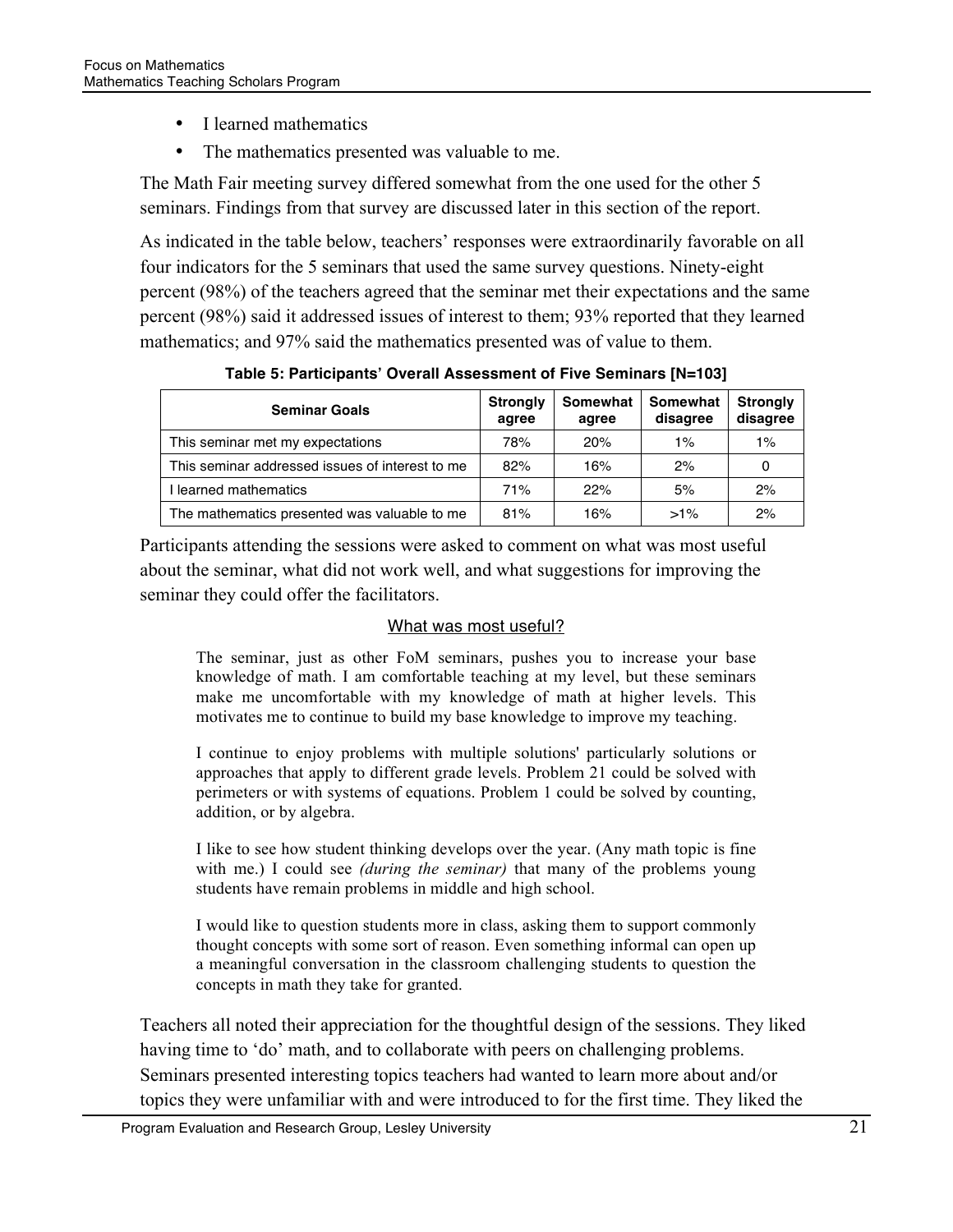- I learned mathematics
- The mathematics presented was valuable to me.

The Math Fair meeting survey differed somewhat from the one used for the other 5 seminars. Findings from that survey are discussed later in this section of the report.

As indicated in the table below, teachers' responses were extraordinarily favorable on all four indicators for the 5 seminars that used the same survey questions. Ninety-eight percent (98%) of the teachers agreed that the seminar met their expectations and the same percent (98%) said it addressed issues of interest to them; 93% reported that they learned mathematics; and 97% said the mathematics presented was of value to them.

**Table 5: Participants' Overall Assessment of Five Seminars [N=103]**

| Seminar Goals | Strongly agree | Somewhat agree | Somewhat disagree | Strongly disagree |
|---|---|---|---|---|
| This seminar met my expectations | 78% | 20% | 1% | 1% |
| This seminar addressed issues of interest to me | 82% | 16% | 2% | 0 |
| I learned mathematics | 71% | 22% | 5% | 2% |
| The mathematics presented was valuable to me | 81% | 16% | >1% | 2% |

Participants attending the sessions were asked to comment on what was most useful about the seminar, what did not work well, and what suggestions for improving the seminar they could offer the facilitators.

<u>What was most useful?</u>

> The seminar, just as other FoM seminars, pushes you to increase your base knowledge of math. I am comfortable teaching at my level, but these seminars make me uncomfortable with my knowledge of math at higher levels. This motivates me to continue to build my base knowledge to improve my teaching.
>
> I continue to enjoy problems with multiple solutions' particularly solutions or approaches that apply to different grade levels. Problem 21 could be solved with perimeters or with systems of equations. Problem 1 could be solved by counting, addition, or by algebra.
>
> I like to see how student thinking develops over the year. (Any math topic is fine with me.) I could see *(during the seminar)* that many of the problems young students have remain problems in middle and high school.
>
> I would like to question students more in class, asking them to support commonly thought concepts with some sort of reason. Even something informal can open up a meaningful conversation in the classroom challenging students to question the concepts in math they take for granted.

Teachers all noted their appreciation for the thoughtful design of the sessions. They liked having time to 'do' math, and to collaborate with peers on challenging problems. Seminars presented interesting topics teachers had wanted to learn more about and/or topics they were unfamiliar with and were introduced to for the first time. They liked the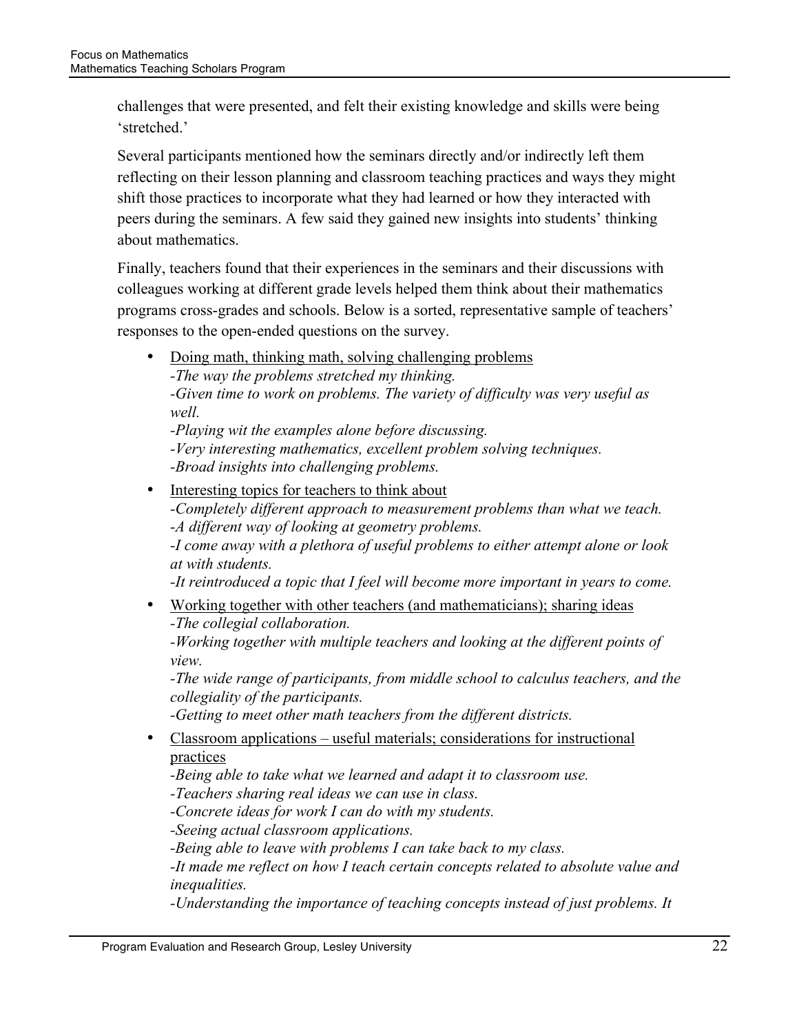challenges that were presented, and felt their existing knowledge and skills were being 'stretched.'

Several participants mentioned how the seminars directly and/or indirectly left them reflecting on their lesson planning and classroom teaching practices and ways they might shift those practices to incorporate what they had learned or how they interacted with peers during the seminars. A few said they gained new insights into students' thinking about mathematics.

Finally, teachers found that their experiences in the seminars and their discussions with colleagues working at different grade levels helped them think about their mathematics programs cross-grades and schools. Below is a sorted, representative sample of teachers' responses to the open-ended questions on the survey.

- <u>Doing math, thinking math, solving challenging problems</u>
  *-The way the problems stretched my thinking.*
  *-Given time to work on problems. The variety of difficulty was very useful as well.*
  *-Playing wit the examples alone before discussing.*
  *-Very interesting mathematics, excellent problem solving techniques.*
  *-Broad insights into challenging problems.*
- <u>Interesting topics for teachers to think about</u>
  *-Completely different approach to measurement problems than what we teach.*
  *-A different way of looking at geometry problems.*
  *-I come away with a plethora of useful problems to either attempt alone or look at with students.*
  *-It reintroduced a topic that I feel will become more important in years to come.*
- <u>Working together with other teachers (and mathematicians); sharing ideas</u>
  *-The collegial collaboration.*
  *-Working together with multiple teachers and looking at the different points of view.*
  *-The wide range of participants, from middle school to calculus teachers, and the collegiality of the participants.*
  *-Getting to meet other math teachers from the different districts.*
- <u>Classroom applications – useful materials; considerations for instructional practices</u>
  *-Being able to take what we learned and adapt it to classroom use.*
  *-Teachers sharing real ideas we can use in class.*
  *-Concrete ideas for work I can do with my students.*
  *-Seeing actual classroom applications.*
  *-Being able to leave with problems I can take back to my class.*
  *-It made me reflect on how I teach certain concepts related to absolute value and inequalities.*
  *-Understanding the importance of teaching concepts instead of just problems. It*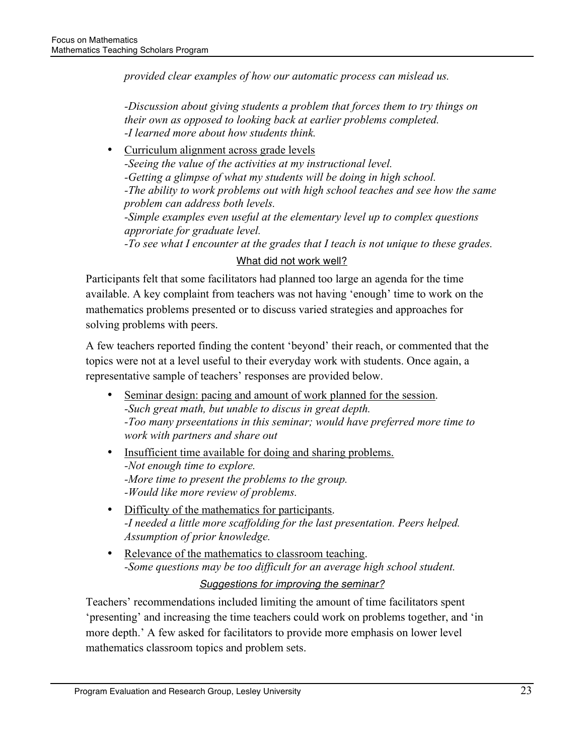*provided clear examples of how our automatic process can mislead us.*

*-Discussion about giving students a problem that forces them to try things on their own as opposed to looking back at earlier problems completed.*
*-I learned more about how students think.*

- <u>Curriculum alignment across grade levels</u>
  *-Seeing the value of the activities at my instructional level.*
  *-Getting a glimpse of what my students will be doing in high school.*
  *-The ability to work problems out with high school teaches and see how the same problem can address both levels.*
  *-Simple examples even useful at the elementary level up to complex questions approriate for graduate level.*
  *-To see what I encounter at the grades that I teach is not unique to these grades.*

<u>What did not work well?</u>

Participants felt that some facilitators had planned too large an agenda for the time available. A key complaint from teachers was not having 'enough' time to work on the mathematics problems presented or to discuss varied strategies and approaches for solving problems with peers.

A few teachers reported finding the content 'beyond' their reach, or commented that the topics were not at a level useful to their everyday work with students. Once again, a representative sample of teachers' responses are provided below.

- <u>Seminar design: pacing and amount of work planned for the session</u>.
  *-Such great math, but unable to discus in great depth.*
  *-Too many prseentations in this seminar; would have preferred more time to work with partners and share out*
- <u>Insufficient time available for doing and sharing problems.</u>
  *-Not enough time to explore.*
  *-More time to present the problems to the group.*
  *-Would like more review of problems.*
- <u>Difficulty of the mathematics for participants</u>.
  *-I needed a little more scaffolding for the last presentation. Peers helped. Assumption of prior knowledge.*
- <u>Relevance of the mathematics to classroom teaching</u>.
  *-Some questions may be too difficult for an average high school student.*

<u>*Suggestions for improving the seminar?*</u>

Teachers' recommendations included limiting the amount of time facilitators spent 'presenting' and increasing the time teachers could work on problems together, and 'in more depth.' A few asked for facilitators to provide more emphasis on lower level mathematics classroom topics and problem sets.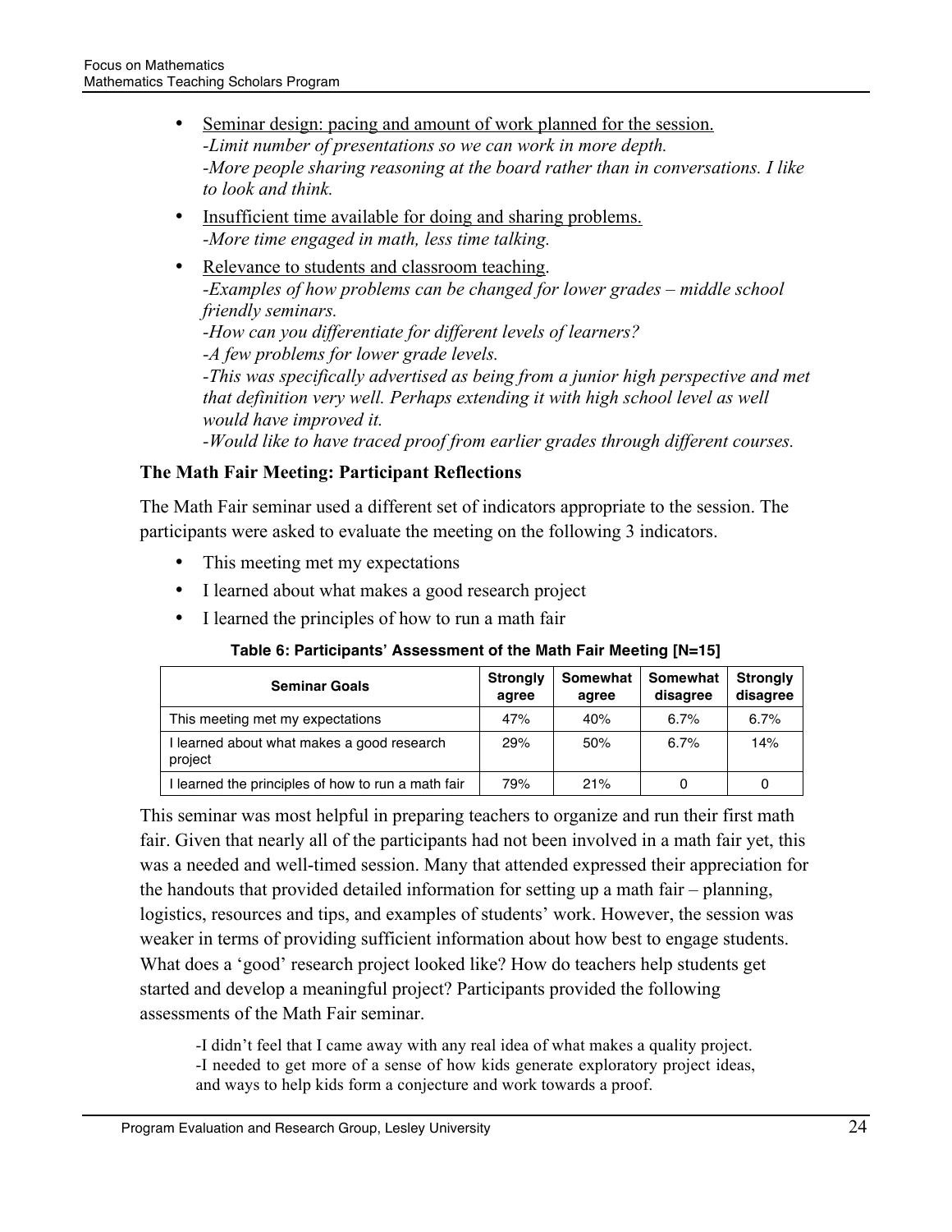- Seminar design: pacing and amount of work planned for the session.
  *-Limit number of presentations so we can work in more depth.*
  *-More people sharing reasoning at the board rather than in conversations. I like to look and think.*
- Insufficient time available for doing and sharing problems.
  *-More time engaged in math, less time talking.*
- Relevance to students and classroom teaching.
  *-Examples of how problems can be changed for lower grades – middle school friendly seminars.*
  *-How can you differentiate for different levels of learners?*
  *-A few problems for lower grade levels.*
  *-This was specifically advertised as being from a junior high perspective and met that definition very well. Perhaps extending it with high school level as well would have improved it.*
  *-Would like to have traced proof from earlier grades through different courses.*

### The Math Fair Meeting: Participant Reflections

The Math Fair seminar used a different set of indicators appropriate to the session. The participants were asked to evaluate the meeting on the following 3 indicators.

- This meeting met my expectations
- I learned about what makes a good research project
- I learned the principles of how to run a math fair

**Table 6: Participants' Assessment of the Math Fair Meeting [N=15]**

| Seminar Goals | Strongly agree | Somewhat agree | Somewhat disagree | Strongly disagree |
|---|---|---|---|---|
| This meeting met my expectations | 47% | 40% | 6.7% | 6.7% |
| I learned about what makes a good research project | 29% | 50% | 6.7% | 14% |
| I learned the principles of how to run a math fair | 79% | 21% | 0 | 0 |

This seminar was most helpful in preparing teachers to organize and run their first math fair. Given that nearly all of the participants had not been involved in a math fair yet, this was a needed and well-timed session. Many that attended expressed their appreciation for the handouts that provided detailed information for setting up a math fair – planning, logistics, resources and tips, and examples of students' work. However, the session was weaker in terms of providing sufficient information about how best to engage students. What does a 'good' research project looked like? How do teachers help students get started and develop a meaningful project? Participants provided the following assessments of the Math Fair seminar.

> -I didn't feel that I came away with any real idea of what makes a quality project.
> -I needed to get more of a sense of how kids generate exploratory project ideas, and ways to help kids form a conjecture and work towards a proof.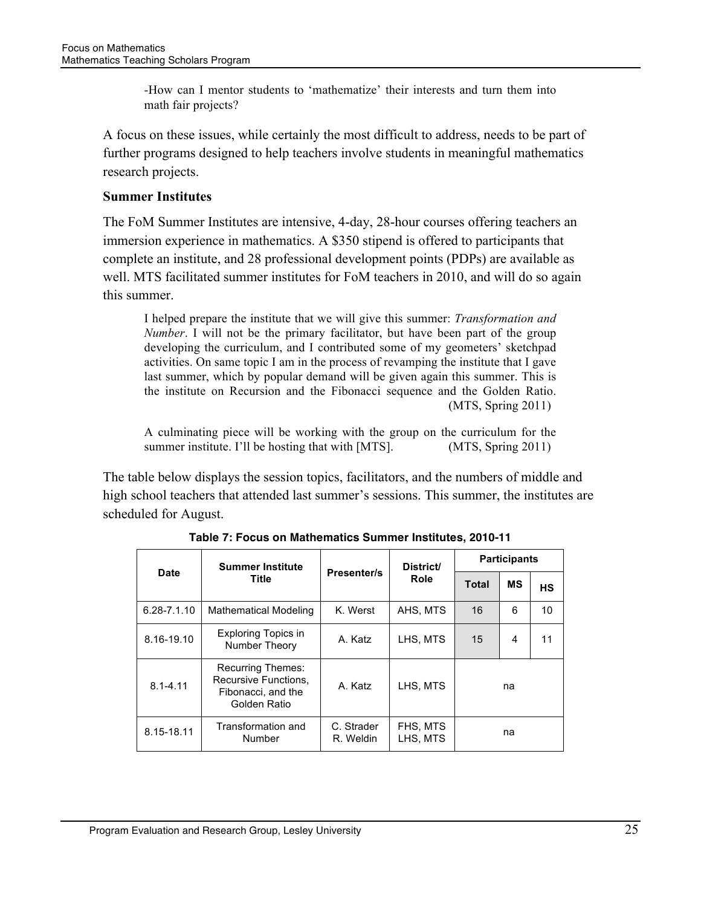> -How can I mentor students to 'mathematize' their interests and turn them into math fair projects?

A focus on these issues, while certainly the most difficult to address, needs to be part of further programs designed to help teachers involve students in meaningful mathematics research projects.

**Summer Institutes**

The FoM Summer Institutes are intensive, 4-day, 28-hour courses offering teachers an immersion experience in mathematics. A $350 stipend is offered to participants that complete an institute, and 28 professional development points (PDPs) are available as well. MTS facilitated summer institutes for FoM teachers in 2010, and will do so again this summer.

> I helped prepare the institute that we will give this summer: *Transformation and Number*. I will not be the primary facilitator, but have been part of the group developing the curriculum, and I contributed some of my geometers' sketchpad activities. On same topic I am in the process of revamping the institute that I gave last summer, which by popular demand will be given again this summer. This is the institute on Recursion and the Fibonacci sequence and the Golden Ratio. (MTS, Spring 2011)

> A culminating piece will be working with the group on the curriculum for the summer institute. I'll be hosting that with [MTS]. (MTS, Spring 2011)

The table below displays the session topics, facilitators, and the numbers of middle and high school teachers that attended last summer's sessions. This summer, the institutes are scheduled for August.

**Table 7: Focus on Mathematics Summer Institutes, 2010-11**

| Date | Summer Institute Title | Presenter/s | District/ Role | Participants | | |
|---|---|---|---|---|---|---|
| | | | | Total | MS | HS |
| 6.28-7.1.10 | Mathematical Modeling | K. Werst | AHS, MTS | 16 | 6 | 10 |
| 8.16-19.10 | Exploring Topics in Number Theory | A. Katz | LHS, MTS | 15 | 4 | 11 |
| 8.1-4.11 | Recurring Themes: Recursive Functions, Fibonacci, and the Golden Ratio | A. Katz | LHS, MTS | na | | |
| 8.15-18.11 | Transformation and Number | C. Strader R. Weldin | FHS, MTS LHS, MTS | na | | |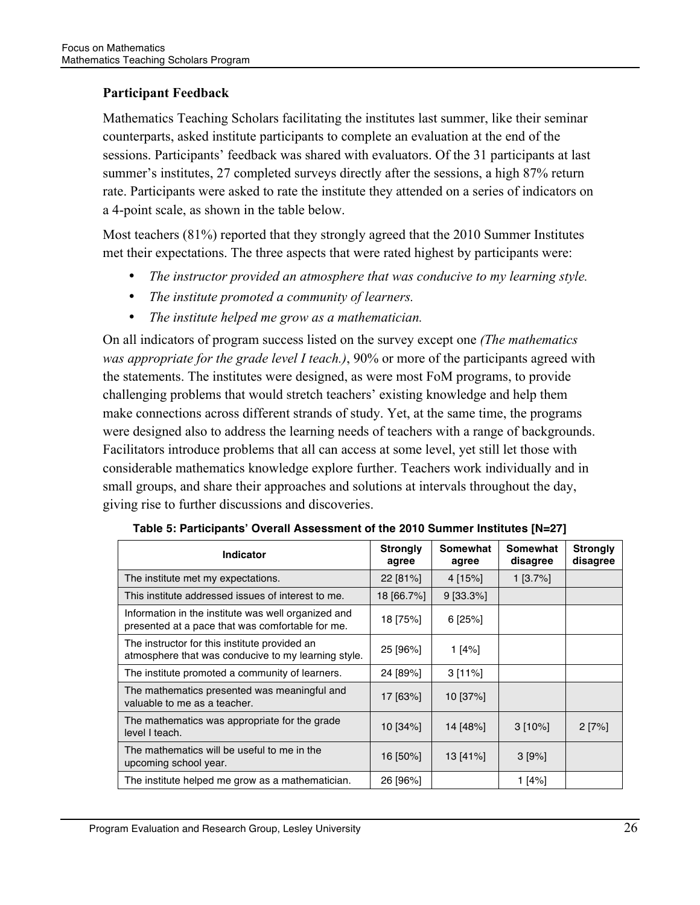### Participant Feedback

Mathematics Teaching Scholars facilitating the institutes last summer, like their seminar counterparts, asked institute participants to complete an evaluation at the end of the sessions. Participants' feedback was shared with evaluators. Of the 31 participants at last summer's institutes, 27 completed surveys directly after the sessions, a high 87% return rate. Participants were asked to rate the institute they attended on a series of indicators on a 4-point scale, as shown in the table below.

Most teachers (81%) reported that they strongly agreed that the 2010 Summer Institutes met their expectations. The three aspects that were rated highest by participants were:

- *The instructor provided an atmosphere that was conducive to my learning style.*
- *The institute promoted a community of learners.*
- *The institute helped me grow as a mathematician.*

On all indicators of program success listed on the survey except one *(The mathematics was appropriate for the grade level I teach.)*, 90% or more of the participants agreed with the statements. The institutes were designed, as were most FoM programs, to provide challenging problems that would stretch teachers' existing knowledge and help them make connections across different strands of study. Yet, at the same time, the programs were designed also to address the learning needs of teachers with a range of backgrounds. Facilitators introduce problems that all can access at some level, yet still let those with considerable mathematics knowledge explore further. Teachers work individually and in small groups, and share their approaches and solutions at intervals throughout the day, giving rise to further discussions and discoveries.

**Table 5: Participants' Overall Assessment of the 2010 Summer Institutes [N=27]**

| Indicator | Strongly agree | Somewhat agree | Somewhat disagree | Strongly disagree |
|---|---|---|---|---|
| The institute met my expectations. | 22 [81%] | 4 [15%] | 1 [3.7%] | |
| This institute addressed issues of interest to me. | 18 [66.7%] | 9 [33.3%] | | |
| Information in the institute was well organized and presented at a pace that was comfortable for me. | 18 [75%] | 6 [25%] | | |
| The instructor for this institute provided an atmosphere that was conducive to my learning style. | 25 [96%] | 1 [4%] | | |
| The institute promoted a community of learners. | 24 [89%] | 3 [11%] | | |
| The mathematics presented was meaningful and valuable to me as a teacher. | 17 [63%] | 10 [37%] | | |
| The mathematics was appropriate for the grade level I teach. | 10 [34%] | 14 [48%] | 3 [10%] | 2 [7%] |
| The mathematics will be useful to me in the upcoming school year. | 16 [50%] | 13 [41%] | 3 [9%] | |
| The institute helped me grow as a mathematician. | 26 [96%] | | 1 [4%] | |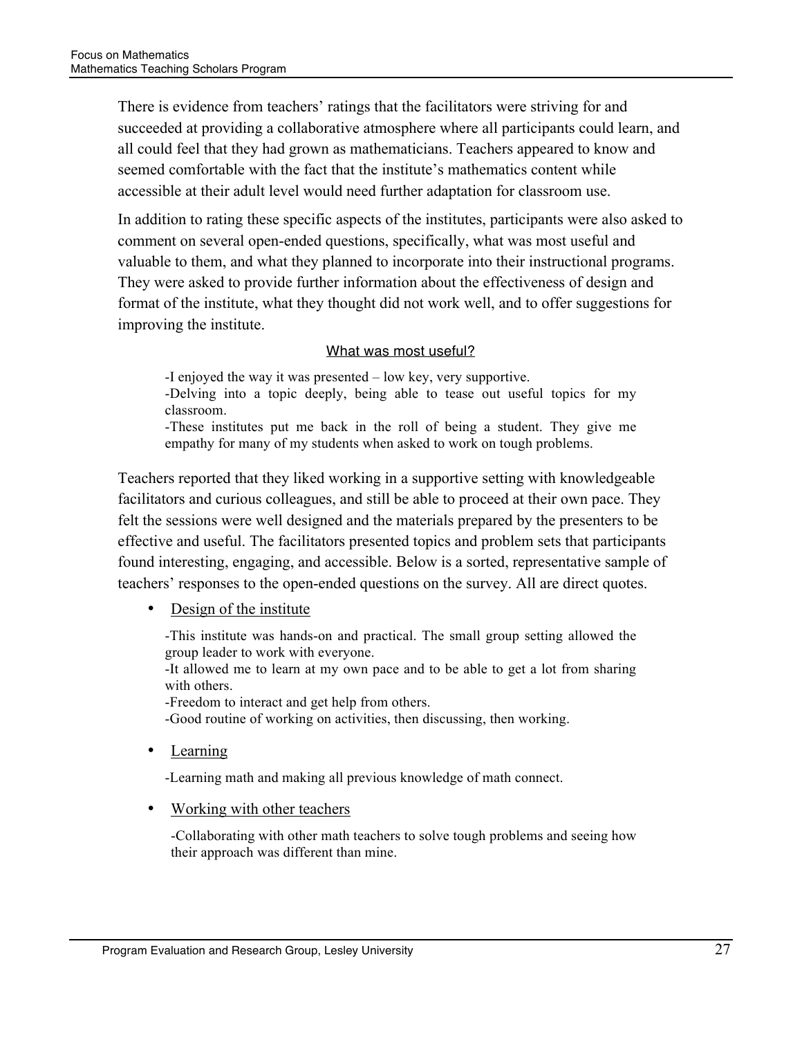There is evidence from teachers' ratings that the facilitators were striving for and succeeded at providing a collaborative atmosphere where all participants could learn, and all could feel that they had grown as mathematicians. Teachers appeared to know and seemed comfortable with the fact that the institute's mathematics content while accessible at their adult level would need further adaptation for classroom use.

In addition to rating these specific aspects of the institutes, participants were also asked to comment on several open-ended questions, specifically, what was most useful and valuable to them, and what they planned to incorporate into their instructional programs. They were asked to provide further information about the effectiveness of design and format of the institute, what they thought did not work well, and to offer suggestions for improving the institute.

<u>What was most useful?</u>

> -I enjoyed the way it was presented – low key, very supportive.
> -Delving into a topic deeply, being able to tease out useful topics for my classroom.
> -These institutes put me back in the roll of being a student. They give me empathy for many of my students when asked to work on tough problems.

Teachers reported that they liked working in a supportive setting with knowledgeable facilitators and curious colleagues, and still be able to proceed at their own pace. They felt the sessions were well designed and the materials prepared by the presenters to be effective and useful. The facilitators presented topics and problem sets that participants found interesting, engaging, and accessible. Below is a sorted, representative sample of teachers' responses to the open-ended questions on the survey. All are direct quotes.

- <u>Design of the institute</u>

> -This institute was hands-on and practical. The small group setting allowed the group leader to work with everyone.
> -It allowed me to learn at my own pace and to be able to get a lot from sharing with others.
> -Freedom to interact and get help from others.
> -Good routine of working on activities, then discussing, then working.

- <u>Learning</u>

> -Learning math and making all previous knowledge of math connect.

- <u>Working with other teachers</u>

> -Collaborating with other math teachers to solve tough problems and seeing how their approach was different than mine.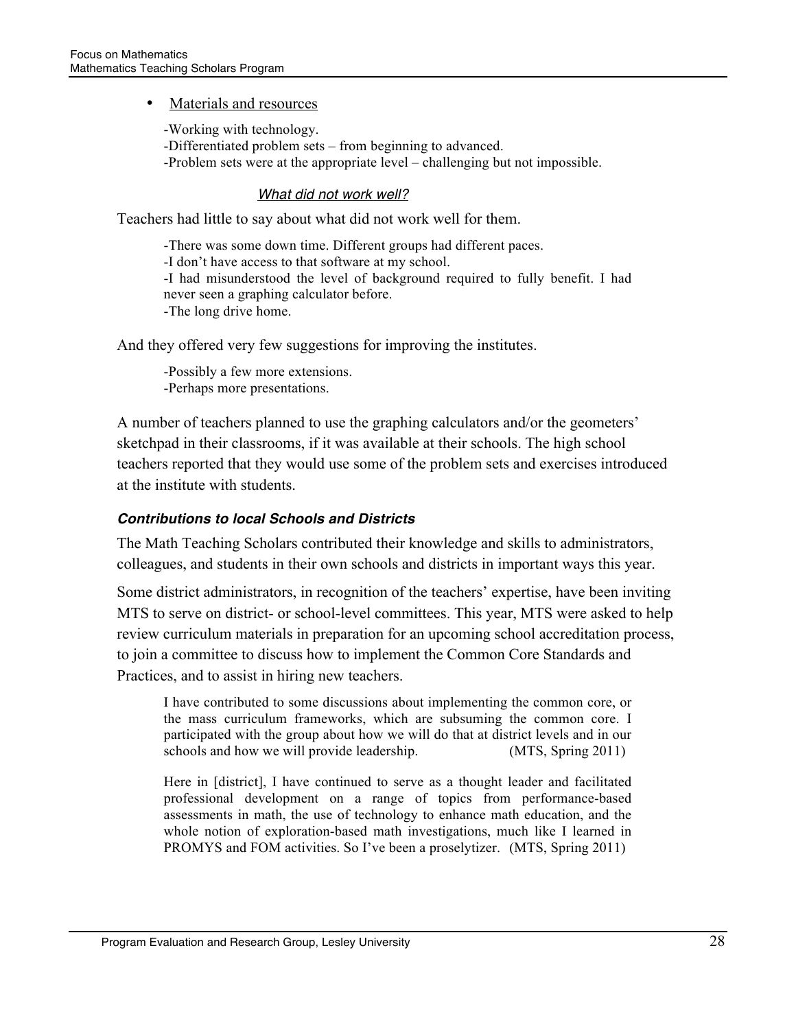- <u>Materials and resources</u>

  -Working with technology.
  -Differentiated problem sets – from beginning to advanced.
  -Problem sets were at the appropriate level – challenging but not impossible.

*<u>What did not work well?</u>*

Teachers had little to say about what did not work well for them.

> -There was some down time. Different groups had different paces.
> -I don't have access to that software at my school.
> -I had misunderstood the level of background required to fully benefit. I had never seen a graphing calculator before.
> -The long drive home.

And they offered very few suggestions for improving the institutes.

> -Possibly a few more extensions.
> -Perhaps more presentations.

A number of teachers planned to use the graphing calculators and/or the geometers' sketchpad in their classrooms, if it was available at their schools. The high school teachers reported that they would use some of the problem sets and exercises introduced at the institute with students.

### ***Contributions to local Schools and Districts***

The Math Teaching Scholars contributed their knowledge and skills to administrators, colleagues, and students in their own schools and districts in important ways this year.

Some district administrators, in recognition of the teachers' expertise, have been inviting MTS to serve on district- or school-level committees. This year, MTS were asked to help review curriculum materials in preparation for an upcoming school accreditation process, to join a committee to discuss how to implement the Common Core Standards and Practices, and to assist in hiring new teachers.

> I have contributed to some discussions about implementing the common core, or the mass curriculum frameworks, which are subsuming the common core. I participated with the group about how we will do that at district levels and in our schools and how we will provide leadership. (MTS, Spring 2011)

> Here in [district], I have continued to serve as a thought leader and facilitated professional development on a range of topics from performance-based assessments in math, the use of technology to enhance math education, and the whole notion of exploration-based math investigations, much like I learned in PROMYS and FOM activities. So I've been a proselytizer. (MTS, Spring 2011)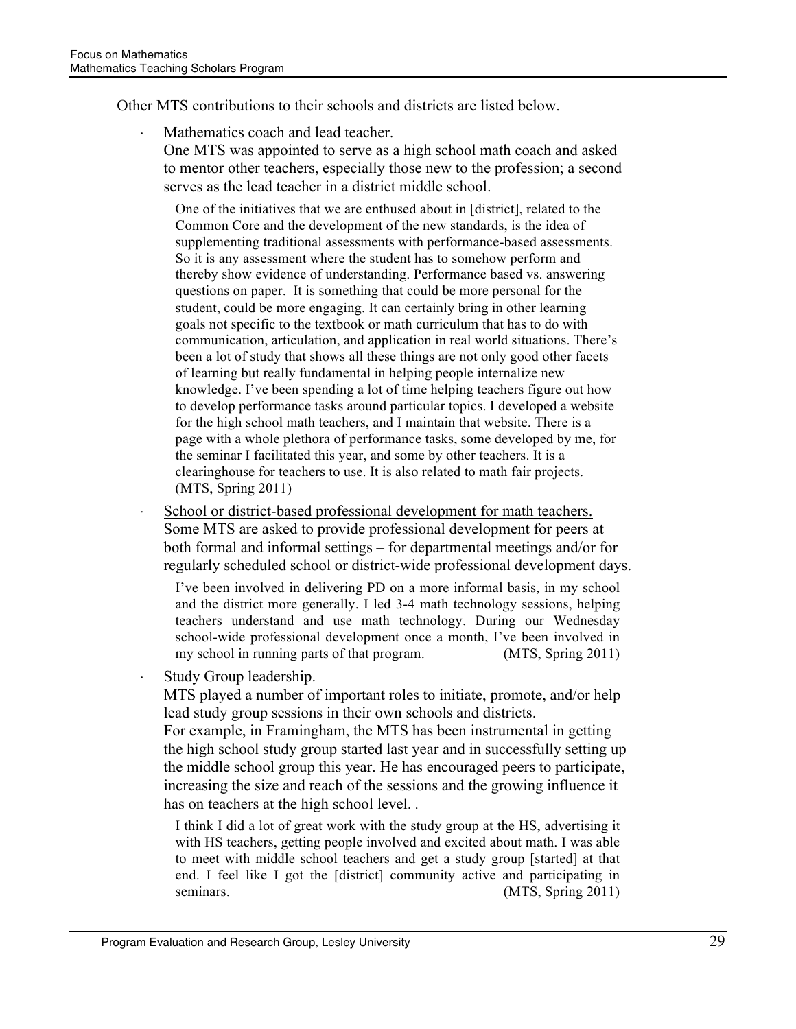Other MTS contributions to their schools and districts are listed below.

- Mathematics coach and lead teacher.
  One MTS was appointed to serve as a high school math coach and asked to mentor other teachers, especially those new to the profession; a second serves as the lead teacher in a district middle school.

  > One of the initiatives that we are enthused about in [district], related to the Common Core and the development of the new standards, is the idea of supplementing traditional assessments with performance-based assessments. So it is any assessment where the student has to somehow perform and thereby show evidence of understanding. Performance based vs. answering questions on paper. It is something that could be more personal for the student, could be more engaging. It can certainly bring in other learning goals not specific to the textbook or math curriculum that has to do with communication, articulation, and application in real world situations. There's been a lot of study that shows all these things are not only good other facets of learning but really fundamental in helping people internalize new knowledge. I've been spending a lot of time helping teachers figure out how to develop performance tasks around particular topics. I developed a website for the high school math teachers, and I maintain that website. There is a page with a whole plethora of performance tasks, some developed by me, for the seminar I facilitated this year, and some by other teachers. It is a clearinghouse for teachers to use. It is also related to math fair projects. (MTS, Spring 2011)

- School or district-based professional development for math teachers.
  Some MTS are asked to provide professional development for peers at both formal and informal settings – for departmental meetings and/or for regularly scheduled school or district-wide professional development days.

  > I've been involved in delivering PD on a more informal basis, in my school and the district more generally. I led 3-4 math technology sessions, helping teachers understand and use math technology. During our Wednesday school-wide professional development once a month, I've been involved in my school in running parts of that program. (MTS, Spring 2011)

- Study Group leadership.
  MTS played a number of important roles to initiate, promote, and/or help lead study group sessions in their own schools and districts.
  For example, in Framingham, the MTS has been instrumental in getting the high school study group started last year and in successfully setting up the middle school group this year. He has encouraged peers to participate, increasing the size and reach of the sessions and the growing influence it has on teachers at the high school level. .

  > I think I did a lot of great work with the study group at the HS, advertising it with HS teachers, getting people involved and excited about math. I was able to meet with middle school teachers and get a study group [started] at that end. I feel like I got the [district] community active and participating in seminars. (MTS, Spring 2011)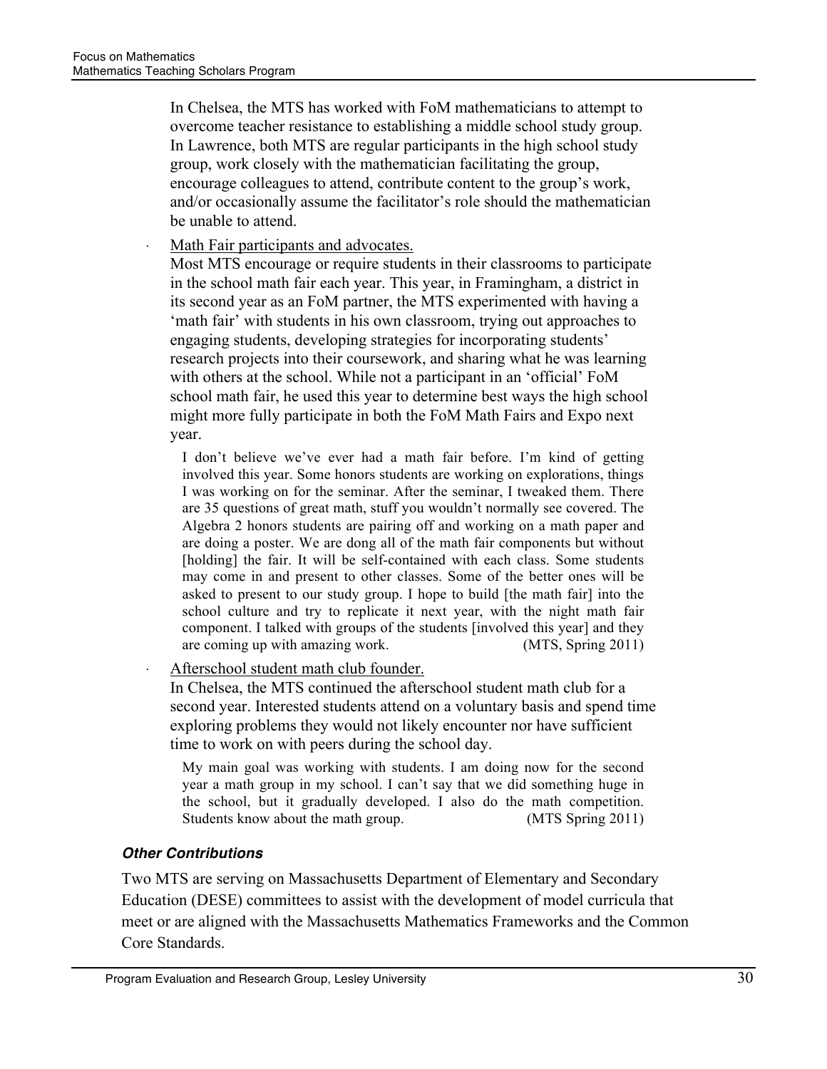In Chelsea, the MTS has worked with FoM mathematicians to attempt to overcome teacher resistance to establishing a middle school study group. In Lawrence, both MTS are regular participants in the high school study group, work closely with the mathematician facilitating the group, encourage colleagues to attend, contribute content to the group's work, and/or occasionally assume the facilitator's role should the mathematician be unable to attend.

- Math Fair participants and advocates.
  Most MTS encourage or require students in their classrooms to participate in the school math fair each year. This year, in Framingham, a district in its second year as an FoM partner, the MTS experimented with having a 'math fair' with students in his own classroom, trying out approaches to engaging students, developing strategies for incorporating students' research projects into their coursework, and sharing what he was learning with others at the school. While not a participant in an 'official' FoM school math fair, he used this year to determine best ways the high school might more fully participate in both the FoM Math Fairs and Expo next year.

  > I don't believe we've ever had a math fair before. I'm kind of getting involved this year. Some honors students are working on explorations, things I was working on for the seminar. After the seminar, I tweaked them. There are 35 questions of great math, stuff you wouldn't normally see covered. The Algebra 2 honors students are pairing off and working on a math paper and are doing a poster. We are dong all of the math fair components but without [holding] the fair. It will be self-contained with each class. Some students may come in and present to other classes. Some of the better ones will be asked to present to our study group. I hope to build [the math fair] into the school culture and try to replicate it next year, with the night math fair component. I talked with groups of the students [involved this year] and they are coming up with amazing work. (MTS, Spring 2011)

- Afterschool student math club founder.
  In Chelsea, the MTS continued the afterschool student math club for a second year. Interested students attend on a voluntary basis and spend time exploring problems they would not likely encounter nor have sufficient time to work on with peers during the school day.

  > My main goal was working with students. I am doing now for the second year a math group in my school. I can't say that we did something huge in the school, but it gradually developed. I also do the math competition. Students know about the math group. (MTS Spring 2011)

#### *Other Contributions*

Two MTS are serving on Massachusetts Department of Elementary and Secondary Education (DESE) committees to assist with the development of model curricula that meet or are aligned with the Massachusetts Mathematics Frameworks and the Common Core Standards.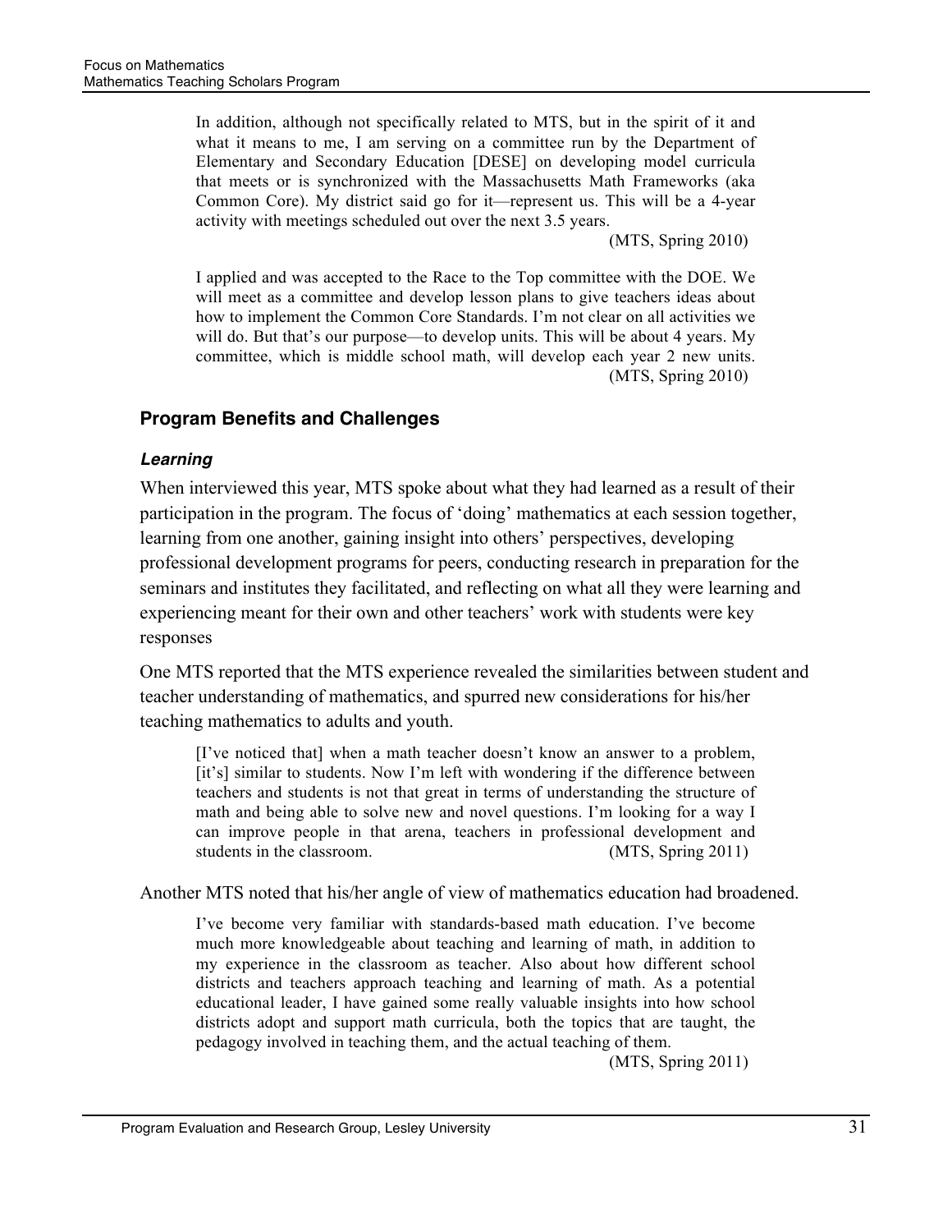> In addition, although not specifically related to MTS, but in the spirit of it and what it means to me, I am serving on a committee run by the Department of Elementary and Secondary Education [DESE] on developing model curricula that meets or is synchronized with the Massachusetts Math Frameworks (aka Common Core). My district said go for it—represent us. This will be a 4-year activity with meetings scheduled out over the next 3.5 years.
>
> (MTS, Spring 2010)

> I applied and was accepted to the Race to the Top committee with the DOE. We will meet as a committee and develop lesson plans to give teachers ideas about how to implement the Common Core Standards. I'm not clear on all activities we will do. But that's our purpose—to develop units. This will be about 4 years. My committee, which is middle school math, will develop each year 2 new units.
>
> (MTS, Spring 2010)

## Program Benefits and Challenges

### *Learning*

When interviewed this year, MTS spoke about what they had learned as a result of their participation in the program. The focus of 'doing' mathematics at each session together, learning from one another, gaining insight into others' perspectives, developing professional development programs for peers, conducting research in preparation for the seminars and institutes they facilitated, and reflecting on what all they were learning and experiencing meant for their own and other teachers' work with students were key responses

One MTS reported that the MTS experience revealed the similarities between student and teacher understanding of mathematics, and spurred new considerations for his/her teaching mathematics to adults and youth.

> [I've noticed that] when a math teacher doesn't know an answer to a problem, [it's] similar to students. Now I'm left with wondering if the difference between teachers and students is not that great in terms of understanding the structure of math and being able to solve new and novel questions. I'm looking for a way I can improve people in that arena, teachers in professional development and students in the classroom.
>
> (MTS, Spring 2011)

Another MTS noted that his/her angle of view of mathematics education had broadened.

> I've become very familiar with standards-based math education. I've become much more knowledgeable about teaching and learning of math, in addition to my experience in the classroom as teacher. Also about how different school districts and teachers approach teaching and learning of math. As a potential educational leader, I have gained some really valuable insights into how school districts adopt and support math curricula, both the topics that are taught, the pedagogy involved in teaching them, and the actual teaching of them.
>
> (MTS, Spring 2011)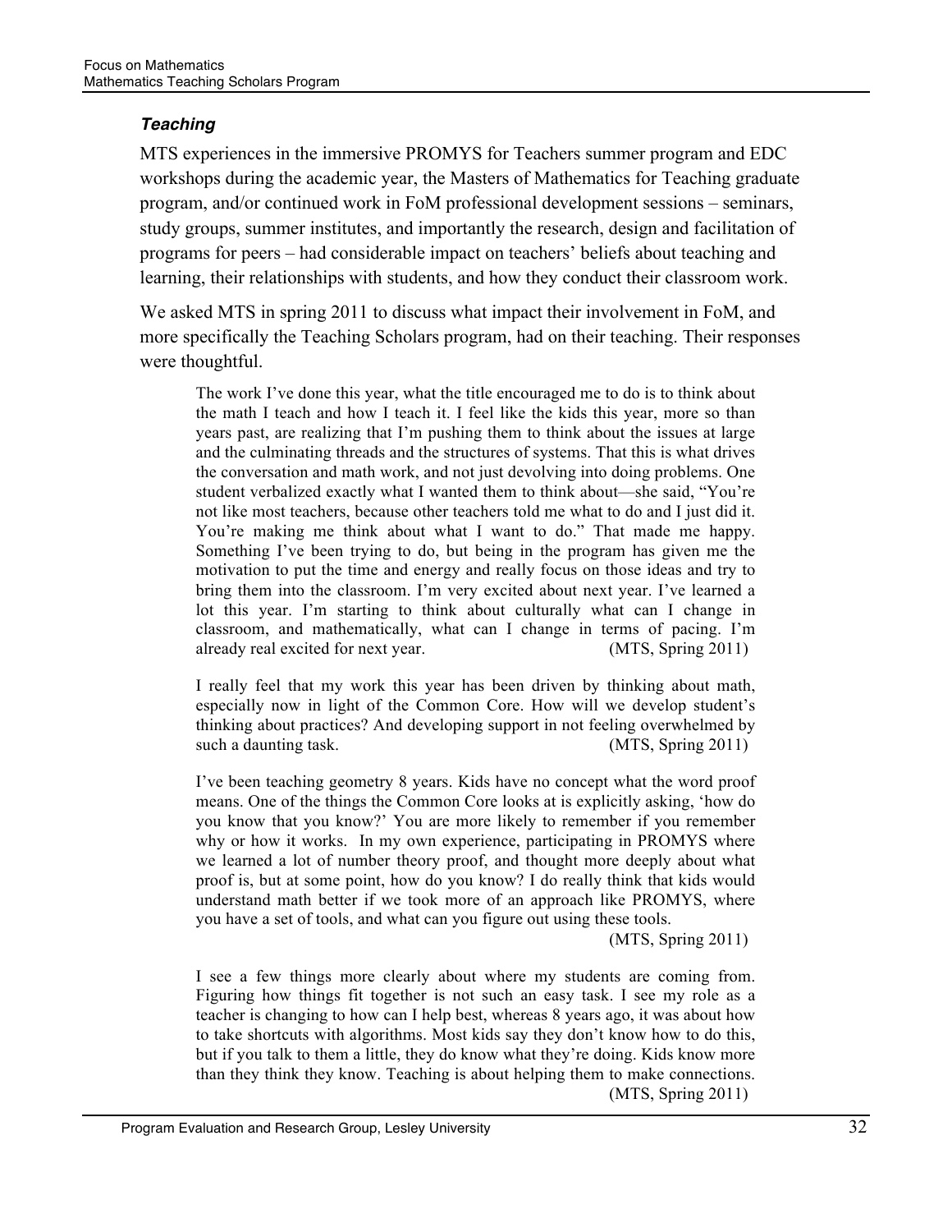### *Teaching*

MTS experiences in the immersive PROMYS for Teachers summer program and EDC workshops during the academic year, the Masters of Mathematics for Teaching graduate program, and/or continued work in FoM professional development sessions – seminars, study groups, summer institutes, and importantly the research, design and facilitation of programs for peers – had considerable impact on teachers' beliefs about teaching and learning, their relationships with students, and how they conduct their classroom work.

We asked MTS in spring 2011 to discuss what impact their involvement in FoM, and more specifically the Teaching Scholars program, had on their teaching. Their responses were thoughtful.

> The work I've done this year, what the title encouraged me to do is to think about the math I teach and how I teach it. I feel like the kids this year, more so than years past, are realizing that I'm pushing them to think about the issues at large and the culminating threads and the structures of systems. That this is what drives the conversation and math work, and not just devolving into doing problems. One student verbalized exactly what I wanted them to think about—she said, "You're not like most teachers, because other teachers told me what to do and I just did it. You're making me think about what I want to do." That made me happy. Something I've been trying to do, but being in the program has given me the motivation to put the time and energy and really focus on those ideas and try to bring them into the classroom. I'm very excited about next year. I've learned a lot this year. I'm starting to think about culturally what can I change in classroom, and mathematically, what can I change in terms of pacing. I'm already real excited for next year. (MTS, Spring 2011)

> I really feel that my work this year has been driven by thinking about math, especially now in light of the Common Core. How will we develop student's thinking about practices? And developing support in not feeling overwhelmed by such a daunting task. (MTS, Spring 2011)

> I've been teaching geometry 8 years. Kids have no concept what the word proof means. One of the things the Common Core looks at is explicitly asking, 'how do you know that you know?' You are more likely to remember if you remember why or how it works. In my own experience, participating in PROMYS where we learned a lot of number theory proof, and thought more deeply about what proof is, but at some point, how do you know? I do really think that kids would understand math better if we took more of an approach like PROMYS, where you have a set of tools, and what can you figure out using these tools. (MTS, Spring 2011)

> I see a few things more clearly about where my students are coming from. Figuring how things fit together is not such an easy task. I see my role as a teacher is changing to how can I help best, whereas 8 years ago, it was about how to take shortcuts with algorithms. Most kids say they don't know how to do this, but if you talk to them a little, they do know what they're doing. Kids know more than they think they know. Teaching is about helping them to make connections. (MTS, Spring 2011)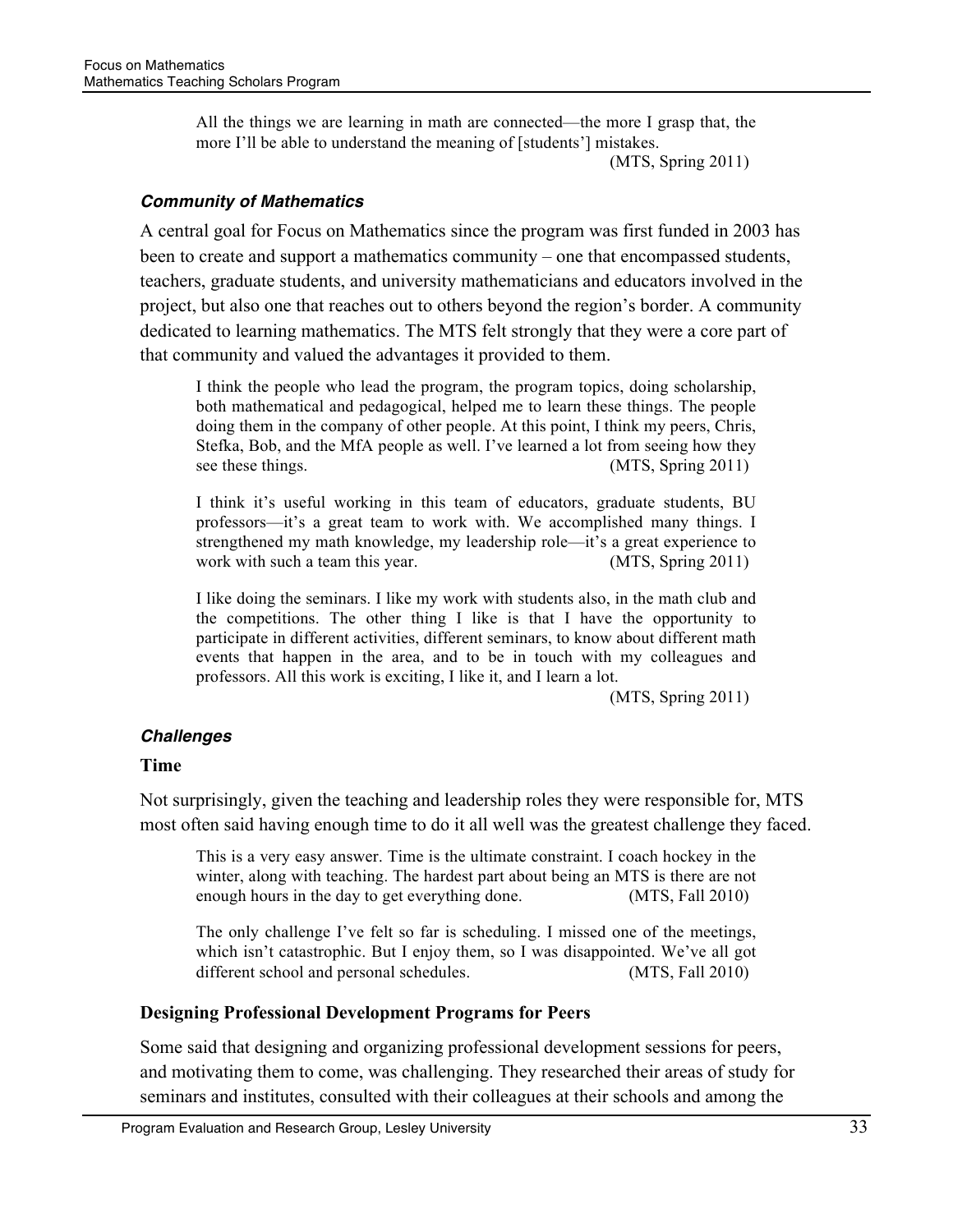> All the things we are learning in math are connected—the more I grasp that, the more I'll be able to understand the meaning of [students'] mistakes.
> (MTS, Spring 2011)

### *Community of Mathematics*

A central goal for Focus on Mathematics since the program was first funded in 2003 has been to create and support a mathematics community – one that encompassed students, teachers, graduate students, and university mathematicians and educators involved in the project, but also one that reaches out to others beyond the region's border. A community dedicated to learning mathematics. The MTS felt strongly that they were a core part of that community and valued the advantages it provided to them.

> I think the people who lead the program, the program topics, doing scholarship, both mathematical and pedagogical, helped me to learn these things. The people doing them in the company of other people. At this point, I think my peers, Chris, Stefka, Bob, and the MfA people as well. I've learned a lot from seeing how they see these things. (MTS, Spring 2011)

> I think it's useful working in this team of educators, graduate students, BU professors—it's a great team to work with. We accomplished many things. I strengthened my math knowledge, my leadership role—it's a great experience to work with such a team this year. (MTS, Spring 2011)

> I like doing the seminars. I like my work with students also, in the math club and the competitions. The other thing I like is that I have the opportunity to participate in different activities, different seminars, to know about different math events that happen in the area, and to be in touch with my colleagues and professors. All this work is exciting, I like it, and I learn a lot.
> (MTS, Spring 2011)

### *Challenges*

#### Time

Not surprisingly, given the teaching and leadership roles they were responsible for, MTS most often said having enough time to do it all well was the greatest challenge they faced.

> This is a very easy answer. Time is the ultimate constraint. I coach hockey in the winter, along with teaching. The hardest part about being an MTS is there are not enough hours in the day to get everything done. (MTS, Fall 2010)

> The only challenge I've felt so far is scheduling. I missed one of the meetings, which isn't catastrophic. But I enjoy them, so I was disappointed. We've all got different school and personal schedules. (MTS, Fall 2010)

#### Designing Professional Development Programs for Peers

Some said that designing and organizing professional development sessions for peers, and motivating them to come, was challenging. They researched their areas of study for seminars and institutes, consulted with their colleagues at their schools and among the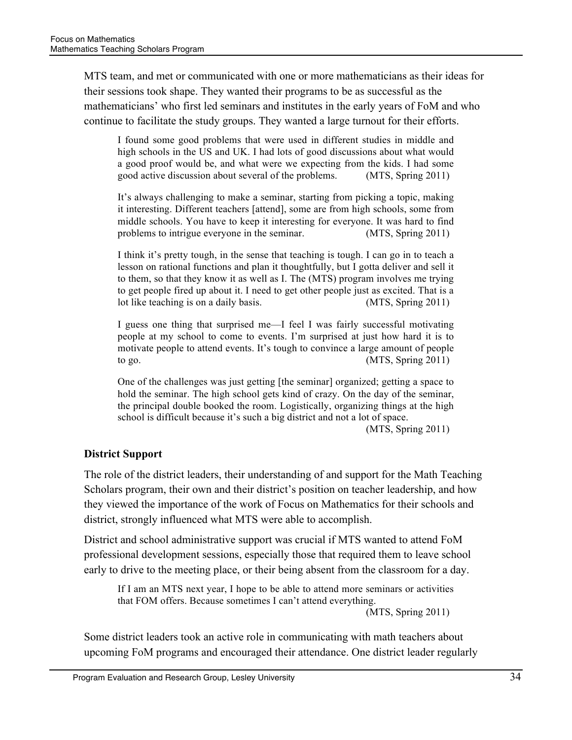MTS team, and met or communicated with one or more mathematicians as their ideas for their sessions took shape. They wanted their programs to be as successful as the mathematicians' who first led seminars and institutes in the early years of FoM and who continue to facilitate the study groups. They wanted a large turnout for their efforts.

> I found some good problems that were used in different studies in middle and high schools in the US and UK. I had lots of good discussions about what would a good proof would be, and what were we expecting from the kids. I had some good active discussion about several of the problems. (MTS, Spring 2011)

> It's always challenging to make a seminar, starting from picking a topic, making it interesting. Different teachers [attend], some are from high schools, some from middle schools. You have to keep it interesting for everyone. It was hard to find problems to intrigue everyone in the seminar. (MTS, Spring 2011)

> I think it's pretty tough, in the sense that teaching is tough. I can go in to teach a lesson on rational functions and plan it thoughtfully, but I gotta deliver and sell it to them, so that they know it as well as I. The (MTS) program involves me trying to get people fired up about it. I need to get other people just as excited. That is a lot like teaching is on a daily basis. (MTS, Spring 2011)

> I guess one thing that surprised me—I feel I was fairly successful motivating people at my school to come to events. I'm surprised at just how hard it is to motivate people to attend events. It's tough to convince a large amount of people to go. (MTS, Spring 2011)

> One of the challenges was just getting [the seminar] organized; getting a space to hold the seminar. The high school gets kind of crazy. On the day of the seminar, the principal double booked the room. Logistically, organizing things at the high school is difficult because it's such a big district and not a lot of space. (MTS, Spring 2011)

**District Support**

The role of the district leaders, their understanding of and support for the Math Teaching Scholars program, their own and their district's position on teacher leadership, and how they viewed the importance of the work of Focus on Mathematics for their schools and district, strongly influenced what MTS were able to accomplish.

District and school administrative support was crucial if MTS wanted to attend FoM professional development sessions, especially those that required them to leave school early to drive to the meeting place, or their being absent from the classroom for a day.

> If I am an MTS next year, I hope to be able to attend more seminars or activities that FOM offers. Because sometimes I can't attend everything. (MTS, Spring 2011)

Some district leaders took an active role in communicating with math teachers about upcoming FoM programs and encouraged their attendance. One district leader regularly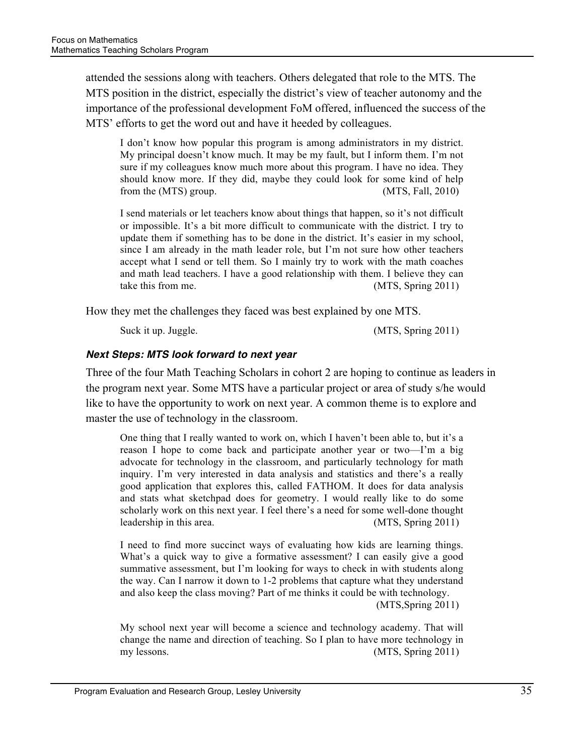attended the sessions along with teachers. Others delegated that role to the MTS. The MTS position in the district, especially the district's view of teacher autonomy and the importance of the professional development FoM offered, influenced the success of the MTS' efforts to get the word out and have it heeded by colleagues.

> I don't know how popular this program is among administrators in my district. My principal doesn't know much. It may be my fault, but I inform them. I'm not sure if my colleagues know much more about this program. I have no idea. They should know more. If they did, maybe they could look for some kind of help from the (MTS) group. (MTS, Fall, 2010)

> I send materials or let teachers know about things that happen, so it's not difficult or impossible. It's a bit more difficult to communicate with the district. I try to update them if something has to be done in the district. It's easier in my school, since I am already in the math leader role, but I'm not sure how other teachers accept what I send or tell them. So I mainly try to work with the math coaches and math lead teachers. I have a good relationship with them. I believe they can take this from me. (MTS, Spring 2011)

How they met the challenges they faced was best explained by one MTS.

> Suck it up. Juggle. (MTS, Spring 2011)

#### *Next Steps: MTS look forward to next year*

Three of the four Math Teaching Scholars in cohort 2 are hoping to continue as leaders in the program next year. Some MTS have a particular project or area of study s/he would like to have the opportunity to work on next year. A common theme is to explore and master the use of technology in the classroom.

> One thing that I really wanted to work on, which I haven't been able to, but it's a reason I hope to come back and participate another year or two—I'm a big advocate for technology in the classroom, and particularly technology for math inquiry. I'm very interested in data analysis and statistics and there's a really good application that explores this, called FATHOM. It does for data analysis and stats what sketchpad does for geometry. I would really like to do some scholarly work on this next year. I feel there's a need for some well-done thought leadership in this area. (MTS, Spring 2011)

> I need to find more succinct ways of evaluating how kids are learning things. What's a quick way to give a formative assessment? I can easily give a good summative assessment, but I'm looking for ways to check in with students along the way. Can I narrow it down to 1-2 problems that capture what they understand and also keep the class moving? Part of me thinks it could be with technology. (MTS,Spring 2011)

> My school next year will become a science and technology academy. That will change the name and direction of teaching. So I plan to have more technology in my lessons. (MTS, Spring 2011)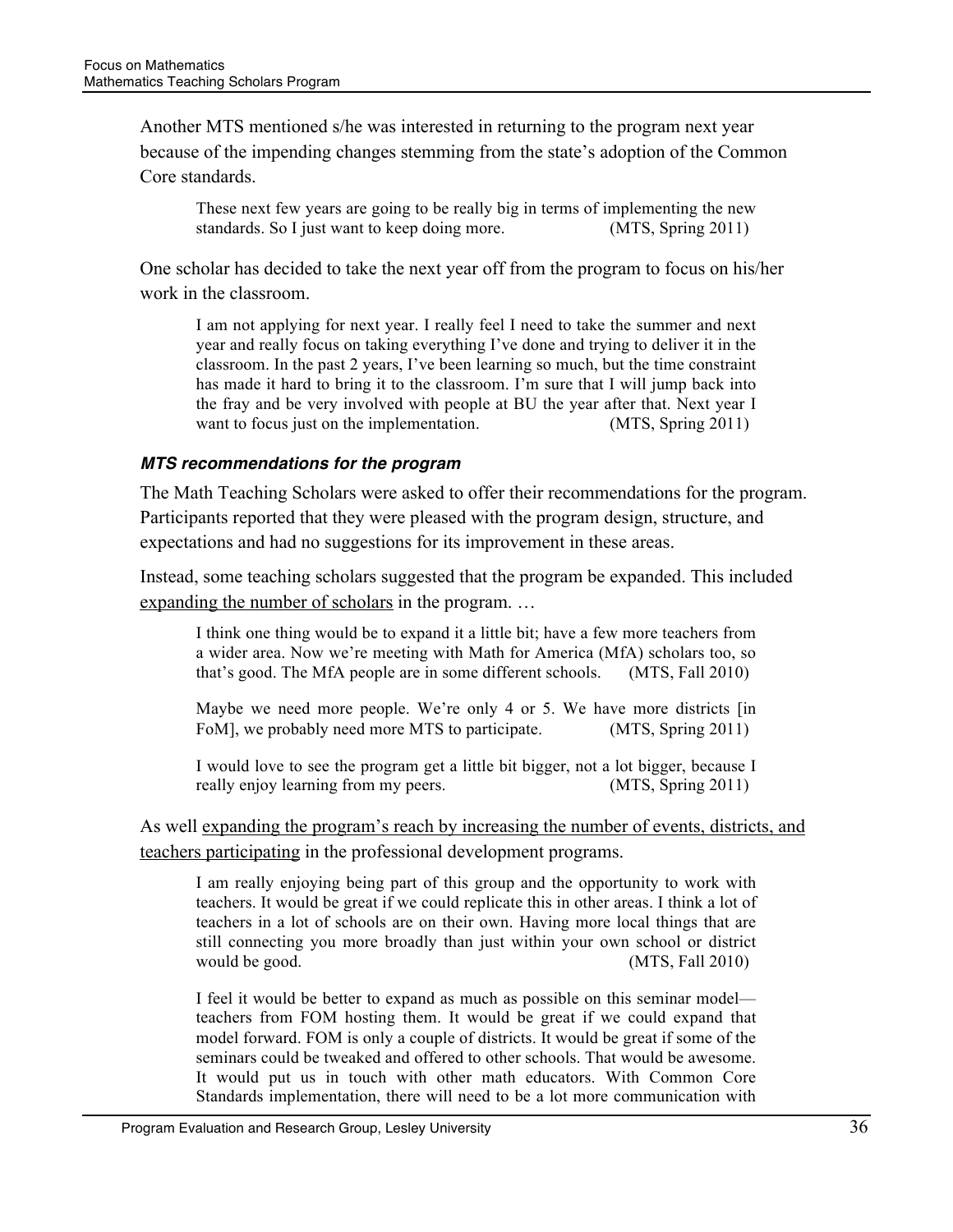Another MTS mentioned s/he was interested in returning to the program next year because of the impending changes stemming from the state's adoption of the Common Core standards.

> These next few years are going to be really big in terms of implementing the new standards. So I just want to keep doing more. (MTS, Spring 2011)

One scholar has decided to take the next year off from the program to focus on his/her work in the classroom.

> I am not applying for next year. I really feel I need to take the summer and next year and really focus on taking everything I've done and trying to deliver it in the classroom. In the past 2 years, I've been learning so much, but the time constraint has made it hard to bring it to the classroom. I'm sure that I will jump back into the fray and be very involved with people at BU the year after that. Next year I want to focus just on the implementation. (MTS, Spring 2011)

#### *MTS recommendations for the program*

The Math Teaching Scholars were asked to offer their recommendations for the program. Participants reported that they were pleased with the program design, structure, and expectations and had no suggestions for its improvement in these areas.

Instead, some teaching scholars suggested that the program be expanded. This included <u>expanding the number of scholars</u> in the program. …

> I think one thing would be to expand it a little bit; have a few more teachers from a wider area. Now we're meeting with Math for America (MfA) scholars too, so that's good. The MfA people are in some different schools. (MTS, Fall 2010)

> Maybe we need more people. We're only 4 or 5. We have more districts [in FoM], we probably need more MTS to participate. (MTS, Spring 2011)

> I would love to see the program get a little bit bigger, not a lot bigger, because I really enjoy learning from my peers. (MTS, Spring 2011)

As well <u>expanding the program's reach by increasing the number of events, districts, and teachers participating</u> in the professional development programs.

> I am really enjoying being part of this group and the opportunity to work with teachers. It would be great if we could replicate this in other areas. I think a lot of teachers in a lot of schools are on their own. Having more local things that are still connecting you more broadly than just within your own school or district would be good. (MTS, Fall 2010)

> I feel it would be better to expand as much as possible on this seminar model—teachers from FOM hosting them. It would be great if we could expand that model forward. FOM is only a couple of districts. It would be great if some of the seminars could be tweaked and offered to other schools. That would be awesome. It would put us in touch with other math educators. With Common Core Standards implementation, there will need to be a lot more communication with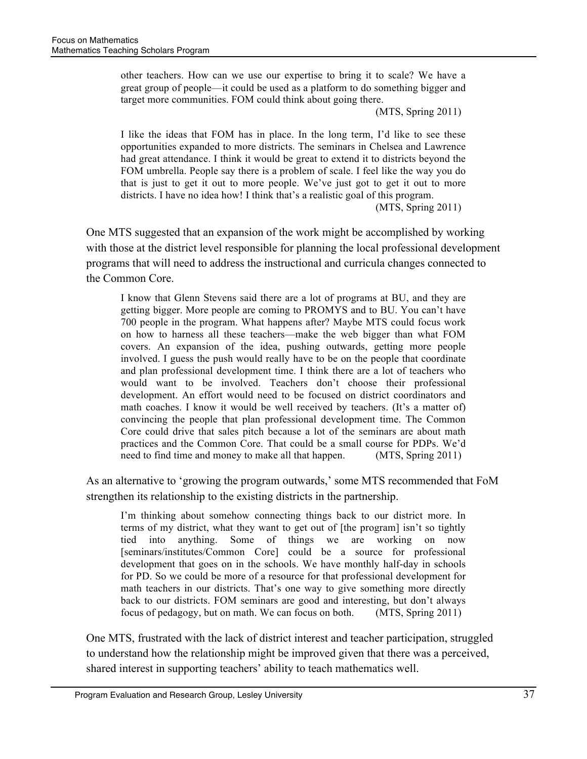> other teachers. How can we use our expertise to bring it to scale? We have a great group of people—it could be used as a platform to do something bigger and target more communities. FOM could think about going there.
>
> (MTS, Spring 2011)

> I like the ideas that FOM has in place. In the long term, I'd like to see these opportunities expanded to more districts. The seminars in Chelsea and Lawrence had great attendance. I think it would be great to extend it to districts beyond the FOM umbrella. People say there is a problem of scale. I feel like the way you do that is just to get it out to more people. We've just got to get it out to more districts. I have no idea how! I think that's a realistic goal of this program.
>
> (MTS, Spring 2011)

One MTS suggested that an expansion of the work might be accomplished by working with those at the district level responsible for planning the local professional development programs that will need to address the instructional and curricula changes connected to the Common Core.

> I know that Glenn Stevens said there are a lot of programs at BU, and they are getting bigger. More people are coming to PROMYS and to BU. You can't have 700 people in the program. What happens after? Maybe MTS could focus work on how to harness all these teachers—make the web bigger than what FOM covers. An expansion of the idea, pushing outwards, getting more people involved. I guess the push would really have to be on the people that coordinate and plan professional development time. I think there are a lot of teachers who would want to be involved. Teachers don't choose their professional development. An effort would need to be focused on district coordinators and math coaches. I know it would be well received by teachers. (It's a matter of) convincing the people that plan professional development time. The Common Core could drive that sales pitch because a lot of the seminars are about math practices and the Common Core. That could be a small course for PDPs. We'd need to find time and money to make all that happen. (MTS, Spring 2011)

As an alternative to 'growing the program outwards,' some MTS recommended that FoM strengthen its relationship to the existing districts in the partnership.

> I'm thinking about somehow connecting things back to our district more. In terms of my district, what they want to get out of [the program] isn't so tightly tied into anything. Some of things we are working on now [seminars/institutes/Common Core] could be a source for professional development that goes on in the schools. We have monthly half-day in schools for PD. So we could be more of a resource for that professional development for math teachers in our districts. That's one way to give something more directly back to our districts. FOM seminars are good and interesting, but don't always focus of pedagogy, but on math. We can focus on both. (MTS, Spring 2011)

One MTS, frustrated with the lack of district interest and teacher participation, struggled to understand how the relationship might be improved given that there was a perceived, shared interest in supporting teachers' ability to teach mathematics well.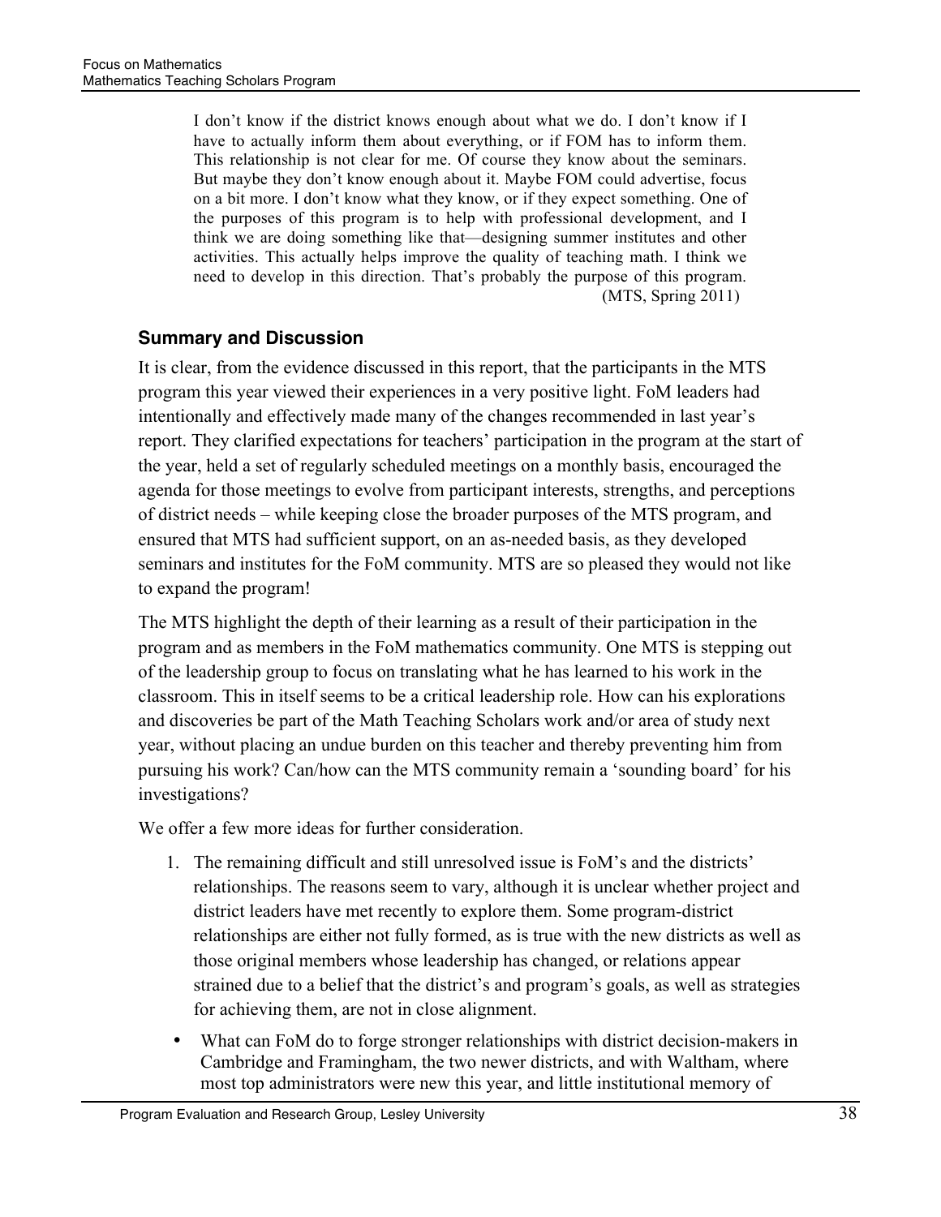> I don't know if the district knows enough about what we do. I don't know if I have to actually inform them about everything, or if FOM has to inform them. This relationship is not clear for me. Of course they know about the seminars. But maybe they don't know enough about it. Maybe FOM could advertise, focus on a bit more. I don't know what they know, or if they expect something. One of the purposes of this program is to help with professional development, and I think we are doing something like that—designing summer institutes and other activities. This actually helps improve the quality of teaching math. I think we need to develop in this direction. That's probably the purpose of this program. (MTS, Spring 2011)

### Summary and Discussion

It is clear, from the evidence discussed in this report, that the participants in the MTS program this year viewed their experiences in a very positive light. FoM leaders had intentionally and effectively made many of the changes recommended in last year's report. They clarified expectations for teachers' participation in the program at the start of the year, held a set of regularly scheduled meetings on a monthly basis, encouraged the agenda for those meetings to evolve from participant interests, strengths, and perceptions of district needs – while keeping close the broader purposes of the MTS program, and ensured that MTS had sufficient support, on an as-needed basis, as they developed seminars and institutes for the FoM community. MTS are so pleased they would not like to expand the program!

The MTS highlight the depth of their learning as a result of their participation in the program and as members in the FoM mathematics community. One MTS is stepping out of the leadership group to focus on translating what he has learned to his work in the classroom. This in itself seems to be a critical leadership role. How can his explorations and discoveries be part of the Math Teaching Scholars work and/or area of study next year, without placing an undue burden on this teacher and thereby preventing him from pursuing his work? Can/how can the MTS community remain a 'sounding board' for his investigations?

We offer a few more ideas for further consideration.

1. The remaining difficult and still unresolved issue is FoM's and the districts' relationships. The reasons seem to vary, although it is unclear whether project and district leaders have met recently to explore them. Some program-district relationships are either not fully formed, as is true with the new districts as well as those original members whose leadership has changed, or relations appear strained due to a belief that the district's and program's goals, as well as strategies for achieving them, are not in close alignment.

- What can FoM do to forge stronger relationships with district decision-makers in Cambridge and Framingham, the two newer districts, and with Waltham, where most top administrators were new this year, and little institutional memory of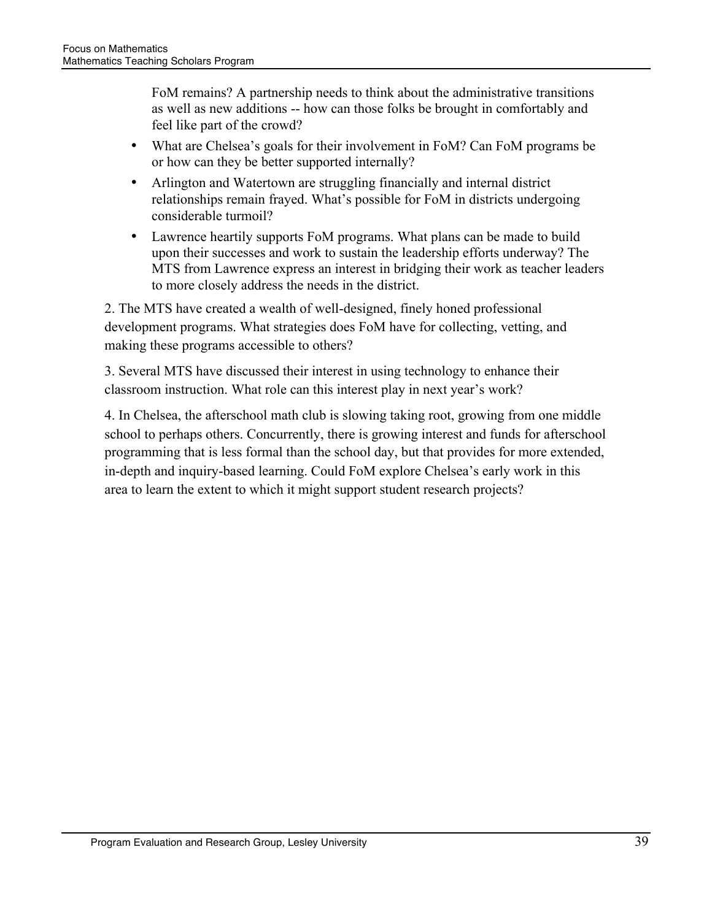FoM remains? A partnership needs to think about the administrative transitions as well as new additions -- how can those folks be brought in comfortably and feel like part of the crowd?

- What are Chelsea's goals for their involvement in FoM? Can FoM programs be or how can they be better supported internally?
- Arlington and Watertown are struggling financially and internal district relationships remain frayed. What's possible for FoM in districts undergoing considerable turmoil?
- Lawrence heartily supports FoM programs. What plans can be made to build upon their successes and work to sustain the leadership efforts underway? The MTS from Lawrence express an interest in bridging their work as teacher leaders to more closely address the needs in the district.

2. The MTS have created a wealth of well-designed, finely honed professional development programs. What strategies does FoM have for collecting, vetting, and making these programs accessible to others?

3. Several MTS have discussed their interest in using technology to enhance their classroom instruction. What role can this interest play in next year's work?

4. In Chelsea, the afterschool math club is slowing taking root, growing from one middle school to perhaps others. Concurrently, there is growing interest and funds for afterschool programming that is less formal than the school day, but that provides for more extended, in-depth and inquiry-based learning. Could FoM explore Chelsea's early work in this area to learn the extent to which it might support student research projects?